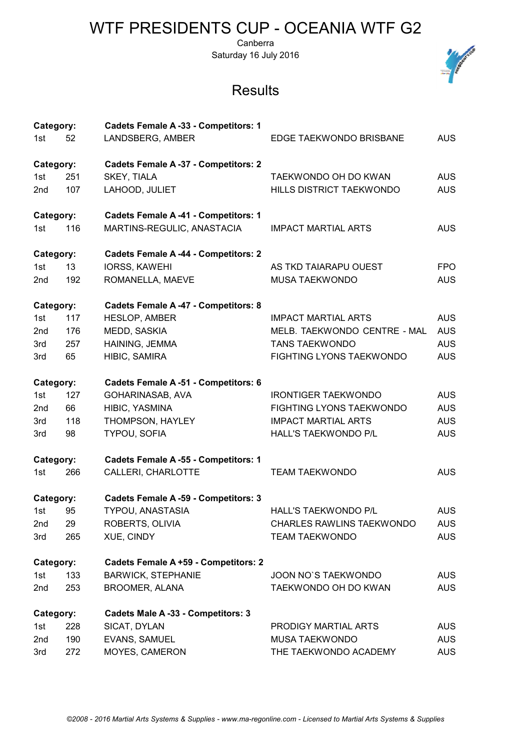# WTF PRESIDENTS CUP - OCEANIA WTF G2

Canberra
Saturday 16 July 2016

## Results

**Category: Cadets Female A -33 - Competitors: 1**

| Place | No. | Name | Club | Country |
|---|---|---|---|---|
| 1st | 52 | LANDSBERG, AMBER | EDGE TAEKWONDO BRISBANE | AUS |

**Category: Cadets Female A -37 - Competitors: 2**

| Place | No. | Name | Club | Country |
|---|---|---|---|---|
| 1st | 251 | SKEY, TIALA | TAEKWONDO OH DO KWAN | AUS |
| 2nd | 107 | LAHOOD, JULIET | HILLS DISTRICT TAEKWONDO | AUS |

**Category: Cadets Female A -41 - Competitors: 1**

| Place | No. | Name | Club | Country |
|---|---|---|---|---|
| 1st | 116 | MARTINS-REGULIC, ANASTACIA | IMPACT MARTIAL ARTS | AUS |

**Category: Cadets Female A -44 - Competitors: 2**

| Place | No. | Name | Club | Country |
|---|---|---|---|---|
| 1st | 13 | IORSS, KAWEHI | AS TKD TAIARAPU OUEST | FPO |
| 2nd | 192 | ROMANELLA, MAEVE | MUSA TAEKWONDO | AUS |

**Category: Cadets Female A -47 - Competitors: 8**

| Place | No. | Name | Club | Country |
|---|---|---|---|---|
| 1st | 117 | HESLOP, AMBER | IMPACT MARTIAL ARTS | AUS |
| 2nd | 176 | MEDD, SASKIA | MELB. TAEKWONDO CENTRE - MAL | AUS |
| 3rd | 257 | HAINING, JEMMA | TANS TAEKWONDO | AUS |
| 3rd | 65 | HIBIC, SAMIRA | FIGHTING LYONS TAEKWONDO | AUS |

**Category: Cadets Female A -51 - Competitors: 6**

| Place | No. | Name | Club | Country |
|---|---|---|---|---|
| 1st | 127 | GOHARINASAB, AVA | IRONTIGER TAEKWONDO | AUS |
| 2nd | 66 | HIBIC, YASMINA | FIGHTING LYONS TAEKWONDO | AUS |
| 3rd | 118 | THOMPSON, HAYLEY | IMPACT MARTIAL ARTS | AUS |
| 3rd | 98 | TYPOU, SOFIA | HALL'S TAEKWONDO P/L | AUS |

**Category: Cadets Female A -55 - Competitors: 1**

| Place | No. | Name | Club | Country |
|---|---|---|---|---|
| 1st | 266 | CALLERI, CHARLOTTE | TEAM TAEKWONDO | AUS |

**Category: Cadets Female A -59 - Competitors: 3**

| Place | No. | Name | Club | Country |
|---|---|---|---|---|
| 1st | 95 | TYPOU, ANASTASIA | HALL'S TAEKWONDO P/L | AUS |
| 2nd | 29 | ROBERTS, OLIVIA | CHARLES RAWLINS TAEKWONDO | AUS |
| 3rd | 265 | XUE, CINDY | TEAM TAEKWONDO | AUS |

**Category: Cadets Female A +59 - Competitors: 2**

| Place | No. | Name | Club | Country |
|---|---|---|---|---|
| 1st | 133 | BARWICK, STEPHANIE | JOON NO`S TAEKWONDO | AUS |
| 2nd | 253 | BROOMER, ALANA | TAEKWONDO OH DO KWAN | AUS |

**Category: Cadets Male A -33 - Competitors: 3**

| Place | No. | Name | Club | Country |
|---|---|---|---|---|
| 1st | 228 | SICAT, DYLAN | PRODIGY MARTIAL ARTS | AUS |
| 2nd | 190 | EVANS, SAMUEL | MUSA TAEKWONDO | AUS |
| 3rd | 272 | MOYES, CAMERON | THE TAEKWONDO ACADEMY | AUS |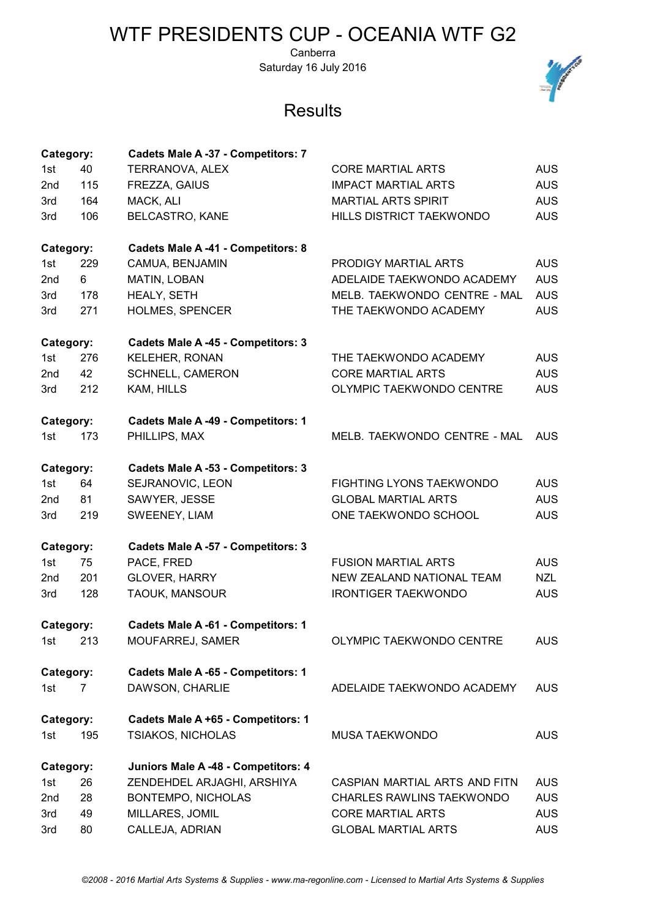# WTF PRESIDENTS CUP - OCEANIA WTF G2

Canberra

Saturday 16 July 2016

## Results

**Category: Cadets Male A -37 - Competitors: 7**

| | | | | |
|---|---|---|---|---|
| 1st | 40 | TERRANOVA, ALEX | CORE MARTIAL ARTS | AUS |
| 2nd | 115 | FREZZA, GAIUS | IMPACT MARTIAL ARTS | AUS |
| 3rd | 164 | MACK, ALI | MARTIAL ARTS SPIRIT | AUS |
| 3rd | 106 | BELCASTRO, KANE | HILLS DISTRICT TAEKWONDO | AUS |

**Category: Cadets Male A -41 - Competitors: 8**

| | | | | |
|---|---|---|---|---|
| 1st | 229 | CAMUA, BENJAMIN | PRODIGY MARTIAL ARTS | AUS |
| 2nd | 6 | MATIN, LOBAN | ADELAIDE TAEKWONDO ACADEMY | AUS |
| 3rd | 178 | HEALY, SETH | MELB. TAEKWONDO CENTRE - MAL | AUS |
| 3rd | 271 | HOLMES, SPENCER | THE TAEKWONDO ACADEMY | AUS |

**Category: Cadets Male A -45 - Competitors: 3**

| | | | | |
|---|---|---|---|---|
| 1st | 276 | KELEHER, RONAN | THE TAEKWONDO ACADEMY | AUS |
| 2nd | 42 | SCHNELL, CAMERON | CORE MARTIAL ARTS | AUS |
| 3rd | 212 | KAM, HILLS | OLYMPIC TAEKWONDO CENTRE | AUS |

**Category: Cadets Male A -49 - Competitors: 1**

| | | | | |
|---|---|---|---|---|
| 1st | 173 | PHILLIPS, MAX | MELB. TAEKWONDO CENTRE - MAL | AUS |

**Category: Cadets Male A -53 - Competitors: 3**

| | | | | |
|---|---|---|---|---|
| 1st | 64 | SEJRANOVIC, LEON | FIGHTING LYONS TAEKWONDO | AUS |
| 2nd | 81 | SAWYER, JESSE | GLOBAL MARTIAL ARTS | AUS |
| 3rd | 219 | SWEENEY, LIAM | ONE TAEKWONDO SCHOOL | AUS |

**Category: Cadets Male A -57 - Competitors: 3**

| | | | | |
|---|---|---|---|---|
| 1st | 75 | PACE, FRED | FUSION MARTIAL ARTS | AUS |
| 2nd | 201 | GLOVER, HARRY | NEW ZEALAND NATIONAL TEAM | NZL |
| 3rd | 128 | TAOUK, MANSOUR | IRONTIGER TAEKWONDO | AUS |

**Category: Cadets Male A -61 - Competitors: 1**

| | | | | |
|---|---|---|---|---|
| 1st | 213 | MOUFARREJ, SAMER | OLYMPIC TAEKWONDO CENTRE | AUS |

**Category: Cadets Male A -65 - Competitors: 1**

| | | | | |
|---|---|---|---|---|
| 1st | 7 | DAWSON, CHARLIE | ADELAIDE TAEKWONDO ACADEMY | AUS |

**Category: Cadets Male A +65 - Competitors: 1**

| | | | | |
|---|---|---|---|---|
| 1st | 195 | TSIAKOS, NICHOLAS | MUSA TAEKWONDO | AUS |

**Category: Juniors Male A -48 - Competitors: 4**

| | | | | |
|---|---|---|---|---|
| 1st | 26 | ZENDEHDEL ARJAGHI, ARSHIYA | CASPIAN MARTIAL ARTS AND FITN | AUS |
| 2nd | 28 | BONTEMPO, NICHOLAS | CHARLES RAWLINS TAEKWONDO | AUS |
| 3rd | 49 | MILLARES, JOMIL | CORE MARTIAL ARTS | AUS |
| 3rd | 80 | CALLEJA, ADRIAN | GLOBAL MARTIAL ARTS | AUS |

*©2008 - 2016 Martial Arts Systems & Supplies - www.ma-regonline.com - Licensed to Martial Arts Systems & Supplies*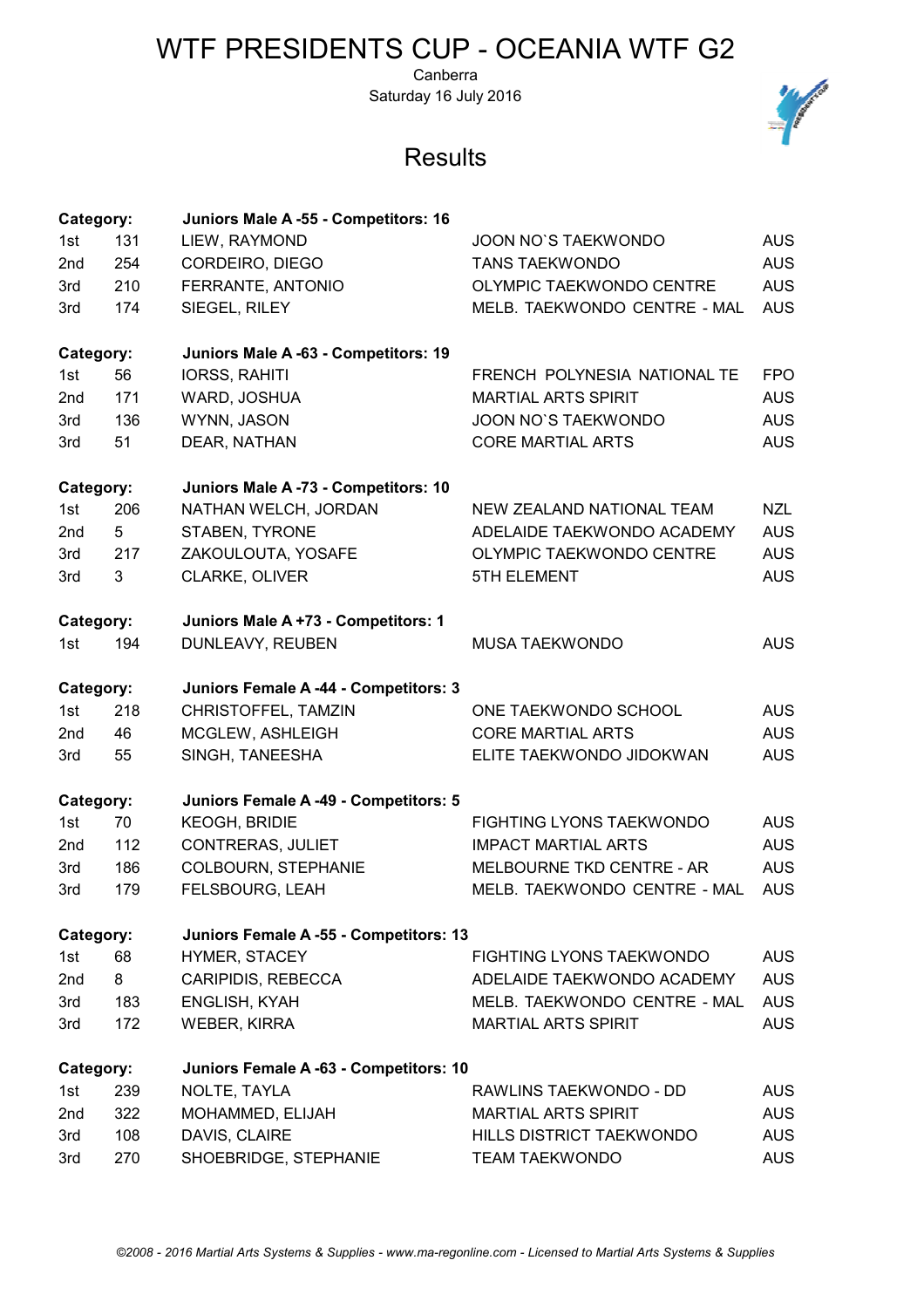# WTF PRESIDENTS CUP - OCEANIA WTF G2

Canberra

Saturday 16 July 2016

## Results

**Category: Juniors Male A -55 - Competitors: 16**

| Place | No. | Name | Club | Country |
|---|---|---|---|---|
| 1st | 131 | LIEW, RAYMOND | JOON NO`S TAEKWONDO | AUS |
| 2nd | 254 | CORDEIRO, DIEGO | TANS TAEKWONDO | AUS |
| 3rd | 210 | FERRANTE, ANTONIO | OLYMPIC TAEKWONDO CENTRE | AUS |
| 3rd | 174 | SIEGEL, RILEY | MELB. TAEKWONDO CENTRE - MAL | AUS |

**Category: Juniors Male A -63 - Competitors: 19**

| Place | No. | Name | Club | Country |
|---|---|---|---|---|
| 1st | 56 | IORSS, RAHITI | FRENCH POLYNESIA NATIONAL TE | FPO |
| 2nd | 171 | WARD, JOSHUA | MARTIAL ARTS SPIRIT | AUS |
| 3rd | 136 | WYNN, JASON | JOON NO`S TAEKWONDO | AUS |
| 3rd | 51 | DEAR, NATHAN | CORE MARTIAL ARTS | AUS |

**Category: Juniors Male A -73 - Competitors: 10**

| Place | No. | Name | Club | Country |
|---|---|---|---|---|
| 1st | 206 | NATHAN WELCH, JORDAN | NEW ZEALAND NATIONAL TEAM | NZL |
| 2nd | 5 | STABEN, TYRONE | ADELAIDE TAEKWONDO ACADEMY | AUS |
| 3rd | 217 | ZAKOULOUTA, YOSAFE | OLYMPIC TAEKWONDO CENTRE | AUS |
| 3rd | 3 | CLARKE, OLIVER | 5TH ELEMENT | AUS |

**Category: Juniors Male A +73 - Competitors: 1**

| Place | No. | Name | Club | Country |
|---|---|---|---|---|
| 1st | 194 | DUNLEAVY, REUBEN | MUSA TAEKWONDO | AUS |

**Category: Juniors Female A -44 - Competitors: 3**

| Place | No. | Name | Club | Country |
|---|---|---|---|---|
| 1st | 218 | CHRISTOFFEL, TAMZIN | ONE TAEKWONDO SCHOOL | AUS |
| 2nd | 46 | MCGLEW, ASHLEIGH | CORE MARTIAL ARTS | AUS |
| 3rd | 55 | SINGH, TANEESHA | ELITE TAEKWONDO JIDOKWAN | AUS |

**Category: Juniors Female A -49 - Competitors: 5**

| Place | No. | Name | Club | Country |
|---|---|---|---|---|
| 1st | 70 | KEOGH, BRIDIE | FIGHTING LYONS TAEKWONDO | AUS |
| 2nd | 112 | CONTRERAS, JULIET | IMPACT MARTIAL ARTS | AUS |
| 3rd | 186 | COLBOURN, STEPHANIE | MELBOURNE TKD CENTRE - AR | AUS |
| 3rd | 179 | FELSBOURG, LEAH | MELB. TAEKWONDO CENTRE - MAL | AUS |

**Category: Juniors Female A -55 - Competitors: 13**

| Place | No. | Name | Club | Country |
|---|---|---|---|---|
| 1st | 68 | HYMER, STACEY | FIGHTING LYONS TAEKWONDO | AUS |
| 2nd | 8 | CARIPIDIS, REBECCA | ADELAIDE TAEKWONDO ACADEMY | AUS |
| 3rd | 183 | ENGLISH, KYAH | MELB. TAEKWONDO CENTRE - MAL | AUS |
| 3rd | 172 | WEBER, KIRRA | MARTIAL ARTS SPIRIT | AUS |

**Category: Juniors Female A -63 - Competitors: 10**

| Place | No. | Name | Club | Country |
|---|---|---|---|---|
| 1st | 239 | NOLTE, TAYLA | RAWLINS TAEKWONDO - DD | AUS |
| 2nd | 322 | MOHAMMED, ELIJAH | MARTIAL ARTS SPIRIT | AUS |
| 3rd | 108 | DAVIS, CLAIRE | HILLS DISTRICT TAEKWONDO | AUS |
| 3rd | 270 | SHOEBRIDGE, STEPHANIE | TEAM TAEKWONDO | AUS |

*©2008 - 2016 Martial Arts Systems & Supplies - www.ma-regonline.com - Licensed to Martial Arts Systems & Supplies*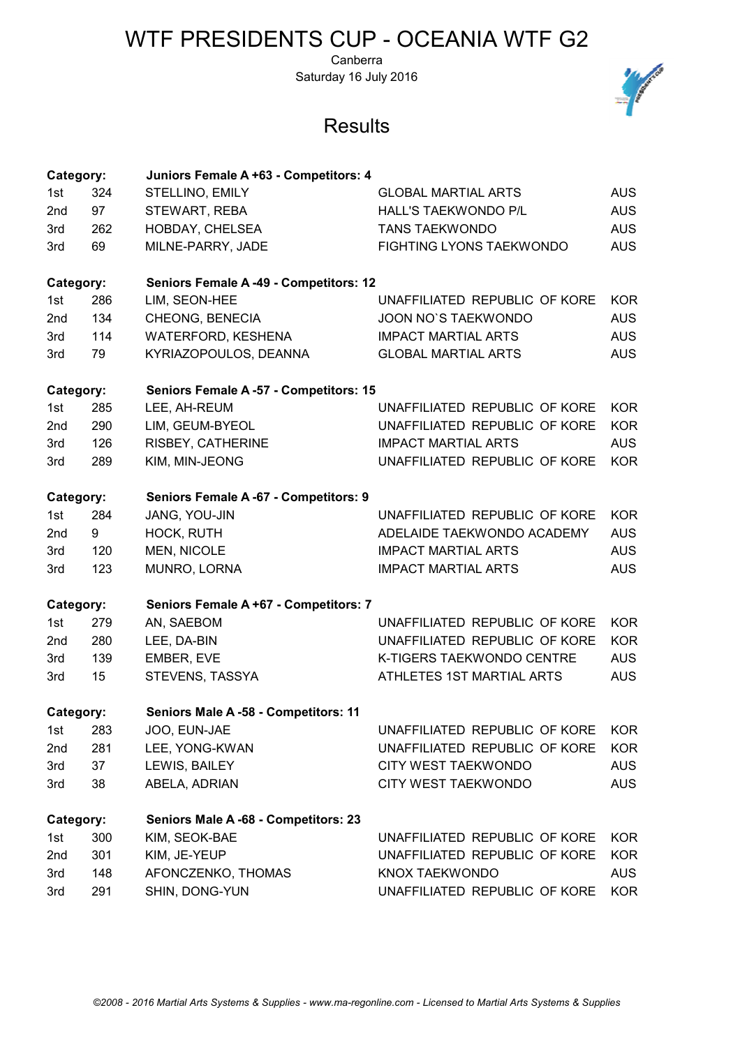# WTF PRESIDENTS CUP - OCEANIA WTF G2

Canberra

Saturday 16 July 2016

## Results

**Category: Juniors Female A +63 - Competitors: 4**

| | | | | |
|---|---|---|---|---|
| 1st | 324 | STELLINO, EMILY | GLOBAL MARTIAL ARTS | AUS |
| 2nd | 97 | STEWART, REBA | HALL'S TAEKWONDO P/L | AUS |
| 3rd | 262 | HOBDAY, CHELSEA | TANS TAEKWONDO | AUS |
| 3rd | 69 | MILNE-PARRY, JADE | FIGHTING LYONS TAEKWONDO | AUS |

**Category: Seniors Female A -49 - Competitors: 12**

| | | | | |
|---|---|---|---|---|
| 1st | 286 | LIM, SEON-HEE | UNAFFILIATED REPUBLIC OF KORE | KOR |
| 2nd | 134 | CHEONG, BENECIA | JOON NO`S TAEKWONDO | AUS |
| 3rd | 114 | WATERFORD, KESHENA | IMPACT MARTIAL ARTS | AUS |
| 3rd | 79 | KYRIAZOPOULOS, DEANNA | GLOBAL MARTIAL ARTS | AUS |

**Category: Seniors Female A -57 - Competitors: 15**

| | | | | |
|---|---|---|---|---|
| 1st | 285 | LEE, AH-REUM | UNAFFILIATED REPUBLIC OF KORE | KOR |
| 2nd | 290 | LIM, GEUM-BYEOL | UNAFFILIATED REPUBLIC OF KORE | KOR |
| 3rd | 126 | RISBEY, CATHERINE | IMPACT MARTIAL ARTS | AUS |
| 3rd | 289 | KIM, MIN-JEONG | UNAFFILIATED REPUBLIC OF KORE | KOR |

**Category: Seniors Female A -67 - Competitors: 9**

| | | | | |
|---|---|---|---|---|
| 1st | 284 | JANG, YOU-JIN | UNAFFILIATED REPUBLIC OF KORE | KOR |
| 2nd | 9 | HOCK, RUTH | ADELAIDE TAEKWONDO ACADEMY | AUS |
| 3rd | 120 | MEN, NICOLE | IMPACT MARTIAL ARTS | AUS |
| 3rd | 123 | MUNRO, LORNA | IMPACT MARTIAL ARTS | AUS |

**Category: Seniors Female A +67 - Competitors: 7**

| | | | | |
|---|---|---|---|---|
| 1st | 279 | AN, SAEBOM | UNAFFILIATED REPUBLIC OF KORE | KOR |
| 2nd | 280 | LEE, DA-BIN | UNAFFILIATED REPUBLIC OF KORE | KOR |
| 3rd | 139 | EMBER, EVE | K-TIGERS TAEKWONDO CENTRE | AUS |
| 3rd | 15 | STEVENS, TASSYA | ATHLETES 1ST MARTIAL ARTS | AUS |

**Category: Seniors Male A -58 - Competitors: 11**

| | | | | |
|---|---|---|---|---|
| 1st | 283 | JOO, EUN-JAE | UNAFFILIATED REPUBLIC OF KORE | KOR |
| 2nd | 281 | LEE, YONG-KWAN | UNAFFILIATED REPUBLIC OF KORE | KOR |
| 3rd | 37 | LEWIS, BAILEY | CITY WEST TAEKWONDO | AUS |
| 3rd | 38 | ABELA, ADRIAN | CITY WEST TAEKWONDO | AUS |

**Category: Seniors Male A -68 - Competitors: 23**

| | | | | |
|---|---|---|---|---|
| 1st | 300 | KIM, SEOK-BAE | UNAFFILIATED REPUBLIC OF KORE | KOR |
| 2nd | 301 | KIM, JE-YEUP | UNAFFILIATED REPUBLIC OF KORE | KOR |
| 3rd | 148 | AFONCZENKO, THOMAS | KNOX TAEKWONDO | AUS |
| 3rd | 291 | SHIN, DONG-YUN | UNAFFILIATED REPUBLIC OF KORE | KOR |

*©2008 - 2016 Martial Arts Systems & Supplies - www.ma-regonline.com - Licensed to Martial Arts Systems & Supplies*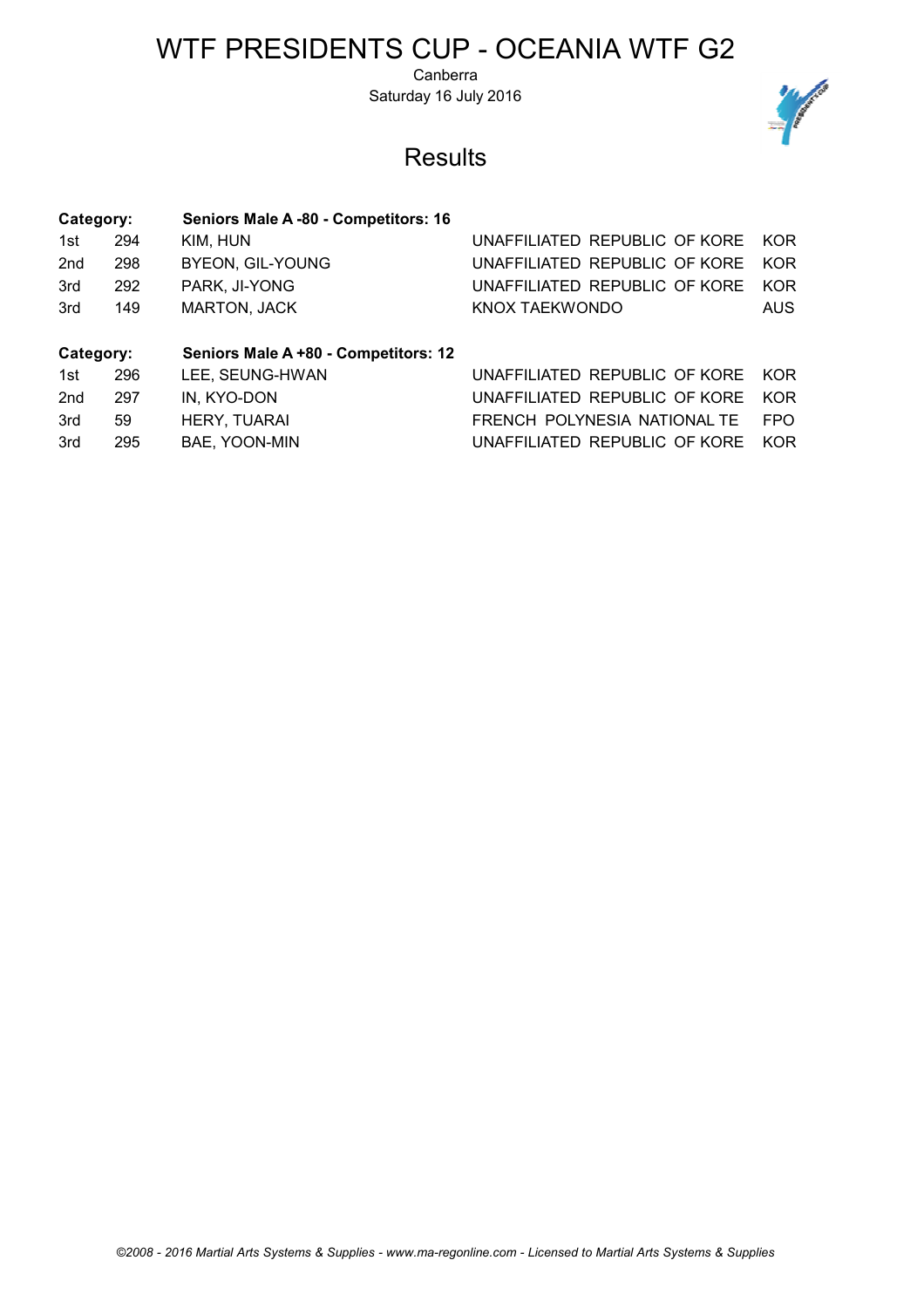# WTF PRESIDENTS CUP - OCEANIA WTF G2

Canberra
Saturday 16 July 2016

## Results

**Category: Seniors Male A -80 - Competitors: 16**

| | | | | |
|---|---|---|---|---|
| 1st | 294 | KIM, HUN | UNAFFILIATED REPUBLIC OF KORE | KOR |
| 2nd | 298 | BYEON, GIL-YOUNG | UNAFFILIATED REPUBLIC OF KORE | KOR |
| 3rd | 292 | PARK, JI-YONG | UNAFFILIATED REPUBLIC OF KORE | KOR |
| 3rd | 149 | MARTON, JACK | KNOX TAEKWONDO | AUS |

**Category: Seniors Male A +80 - Competitors: 12**

| | | | | |
|---|---|---|---|---|
| 1st | 296 | LEE, SEUNG-HWAN | UNAFFILIATED REPUBLIC OF KORE | KOR |
| 2nd | 297 | IN, KYO-DON | UNAFFILIATED REPUBLIC OF KORE | KOR |
| 3rd | 59 | HERY, TUARAI | FRENCH POLYNESIA NATIONAL TE | FPO |
| 3rd | 295 | BAE, YOON-MIN | UNAFFILIATED REPUBLIC OF KORE | KOR |

*©2008 - 2016 Martial Arts Systems & Supplies - www.ma-regonline.com - Licensed to Martial Arts Systems & Supplies*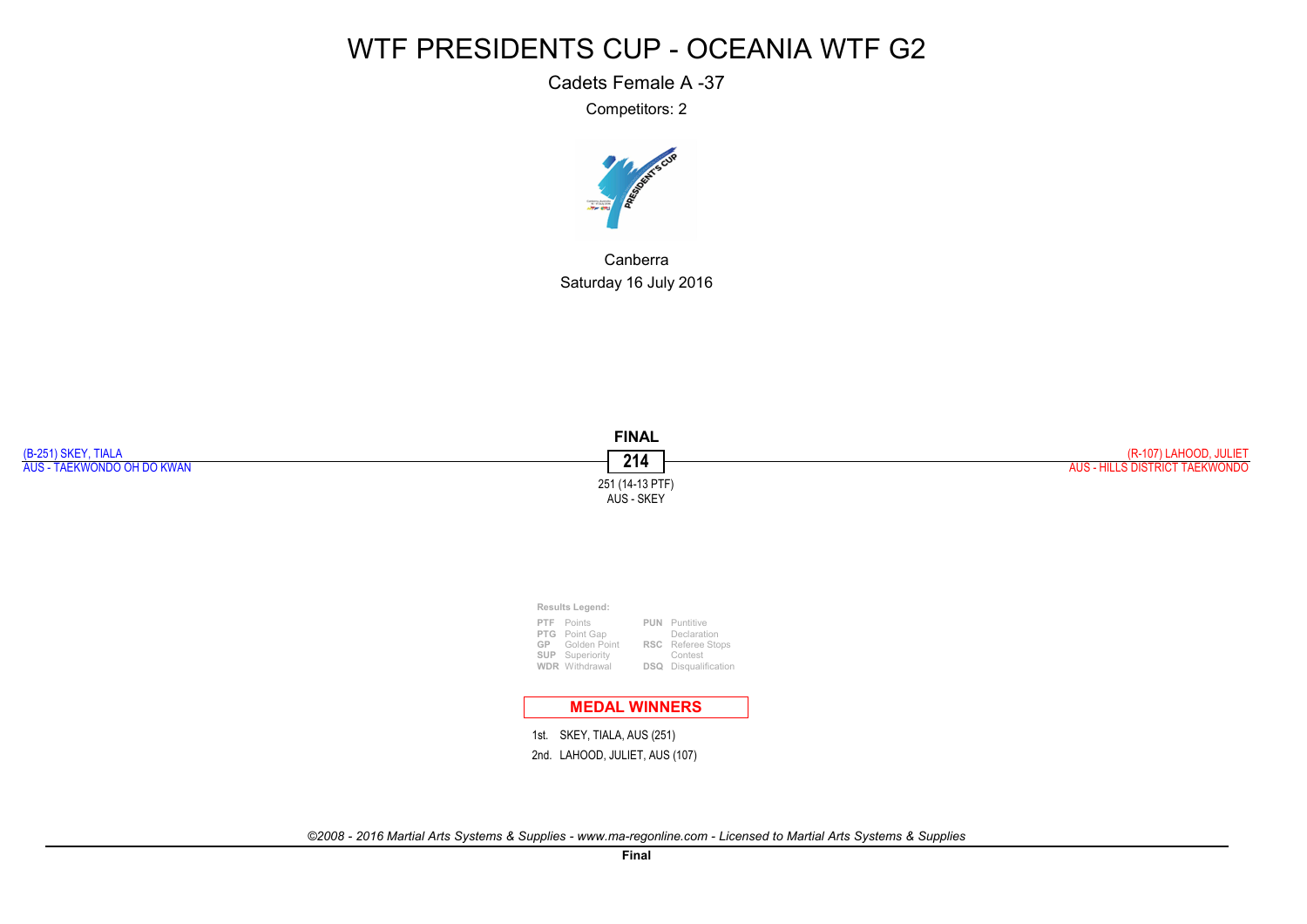# WTF PRESIDENTS CUP - OCEANIA WTF G2

Cadets Female A -37

Competitors: 2

Canberra

Saturday 16 July 2016

## FINAL

(B-251) SKEY, TIALA
AUS - TAEKWONDO OH DO KWAN

**214**

251 (14-13 PTF)
AUS - SKEY

(R-107) LAHOOD, JULIET
AUS - HILLS DISTRICT TAEKWONDO

**Results Legend:**

| | | | |
|---|---|---|---|
| PTF | Points | PUN | Puntitive Declaration |
| PTG | Point Gap | | |
| GP | Golden Point | RSC | Referee Stops Contest |
| SUP | Superiority | | |
| WDR | Withdrawal | DSQ | Disqualification |

**MEDAL WINNERS**

1st. SKEY, TIALA, AUS (251)

2nd. LAHOOD, JULIET, AUS (107)

*©2008 - 2016 Martial Arts Systems & Supplies - www.ma-regonline.com - Licensed to Martial Arts Systems & Supplies*

**Final**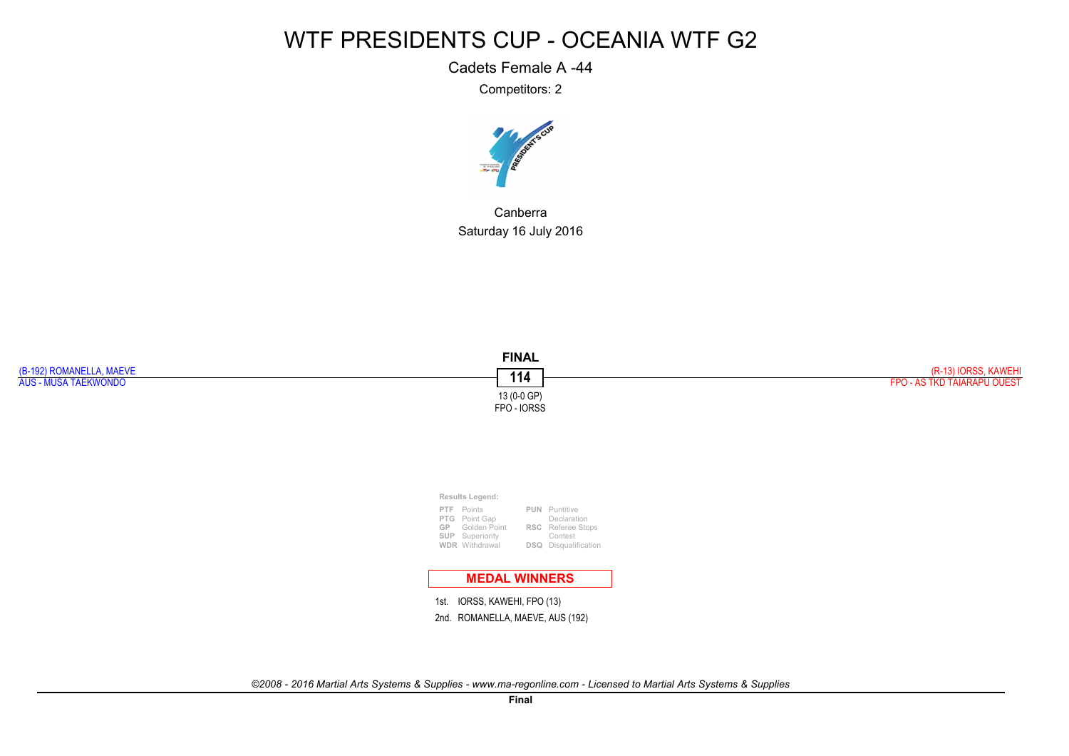# WTF PRESIDENTS CUP - OCEANIA WTF G2

Cadets Female A -44

Competitors: 2

Canberra

Saturday 16 July 2016

**FINAL**

(B-192) ROMANELLA, MAEVE
AUS - MUSA TAEKWONDO

**114**

13 (0-0 GP)
FPO - IORSS

(R-13) IORSS, KAWEHI
FPO - AS TKD TAIARAPU OUEST

Results Legend:

| | | | |
|---|---|---|---|
| PTF | Points | PUN | Puntitive Declaration |
| PTG | Point Gap | RSC | Referee Stops Contest |
| GP | Golden Point | DSQ | Disqualification |
| SUP | Superiority | | |
| WDR | Withdrawal | | |

## MEDAL WINNERS

1st. IORSS, KAWEHI, FPO (13)

2nd. ROMANELLA, MAEVE, AUS (192)

*©2008 - 2016 Martial Arts Systems & Supplies - www.ma-regonline.com - Licensed to Martial Arts Systems & Supplies*

**Final**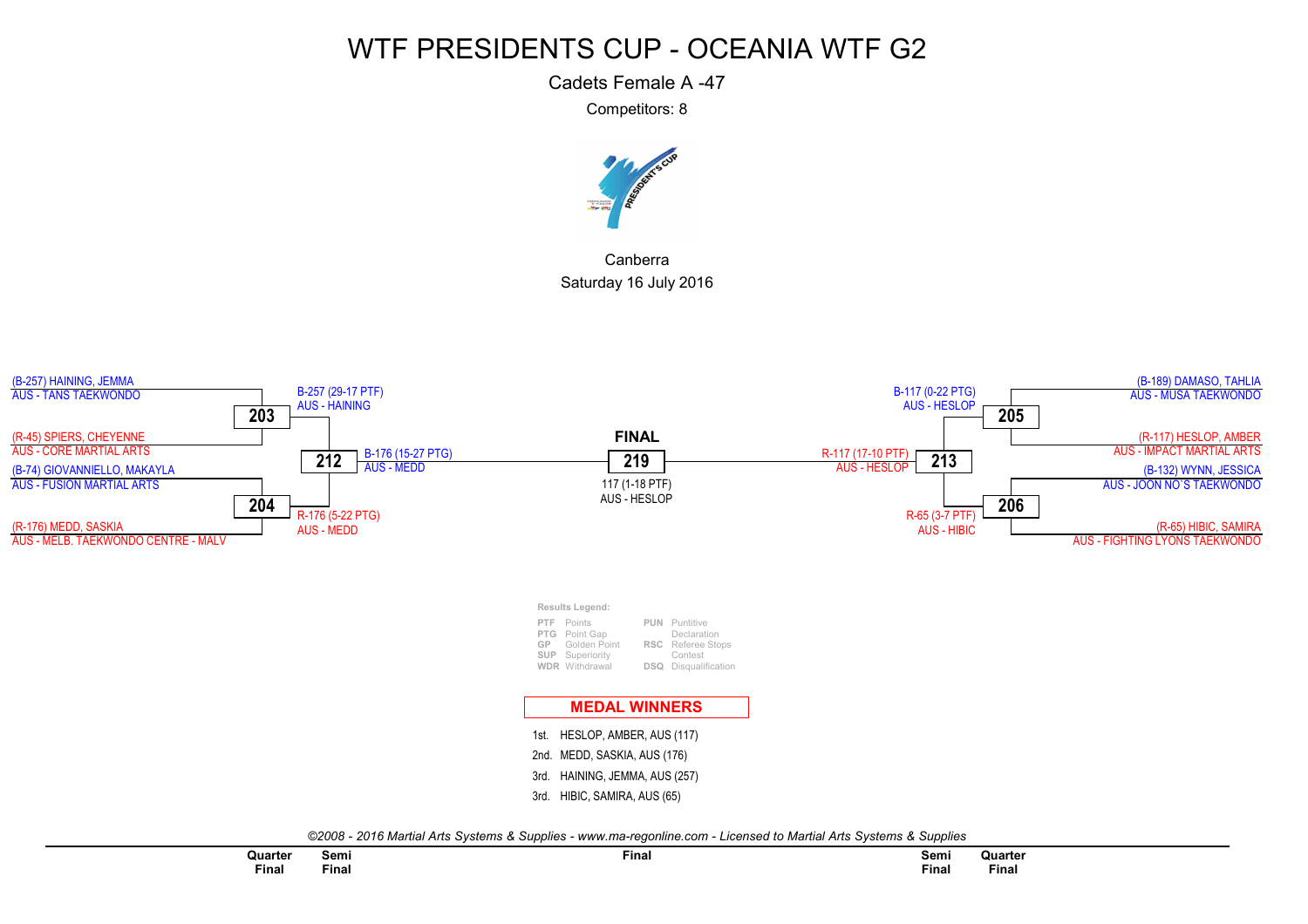# WTF PRESIDENTS CUP - OCEANIA WTF G2

Cadets Female A -47

Competitors: 8

Canberra

Saturday 16 July 2016

| Quarter Final | | Semi Final | | Final | | Semi Final | | Quarter Final |
|---|---|---|---|---|---|---|---|---|
| (B-257) HAINING, JEMMA<br>AUS - TANS TAEKWONDO | 203 | B-257 (29-17 PTF)<br>AUS - HAINING | | | | B-117 (0-22 PTG)<br>AUS - HESLOP | 205 | (B-189) DAMASO, TAHLIA<br>AUS - MUSA TAEKWONDO |
| (R-45) SPIERS, CHEYENNE<br>AUS - CORE MARTIAL ARTS | | | 212 | B-176 (15-27 PTG)<br>AUS - MEDD | **FINAL** 219<br>117 (1-18 PTF)<br>AUS - HESLOP | R-117 (17-10 PTF)<br>AUS - HESLOP | 213 | (R-117) HESLOP, AMBER<br>AUS - IMPACT MARTIAL ARTS |
| (B-74) GIOVANNIELLO, MAKAYLA<br>AUS - FUSION MARTIAL ARTS | 204 | R-176 (5-22 PTG)<br>AUS - MEDD | | | | R-65 (3-7 PTF)<br>AUS - HIBIC | 206 | (B-132) WYNN, JESSICA<br>AUS - JOON NO`S TAEKWONDO |
| (R-176) MEDD, SASKIA<br>AUS - MELB. TAEKWONDO CENTRE - MALV | | | | | | | | (R-65) HIBIC, SAMIRA<br>AUS - FIGHTING LYONS TAEKWONDO |

**Results Legend:**

| | | | |
|---|---|---|---|
| PTF | Points | PUN | Puntitive Declaration |
| PTG | Point Gap | RSC | Referee Stops Contest |
| GP | Golden Point | | |
| SUP | Superiority | | |
| WDR | Withdrawal | DSQ | Disqualification |

## MEDAL WINNERS

1st. HESLOP, AMBER, AUS (117)

2nd. MEDD, SASKIA, AUS (176)

3rd. HAINING, JEMMA, AUS (257)

3rd. HIBIC, SAMIRA, AUS (65)

*©2008 - 2016 Martial Arts Systems & Supplies - www.ma-regonline.com - Licensed to Martial Arts Systems & Supplies*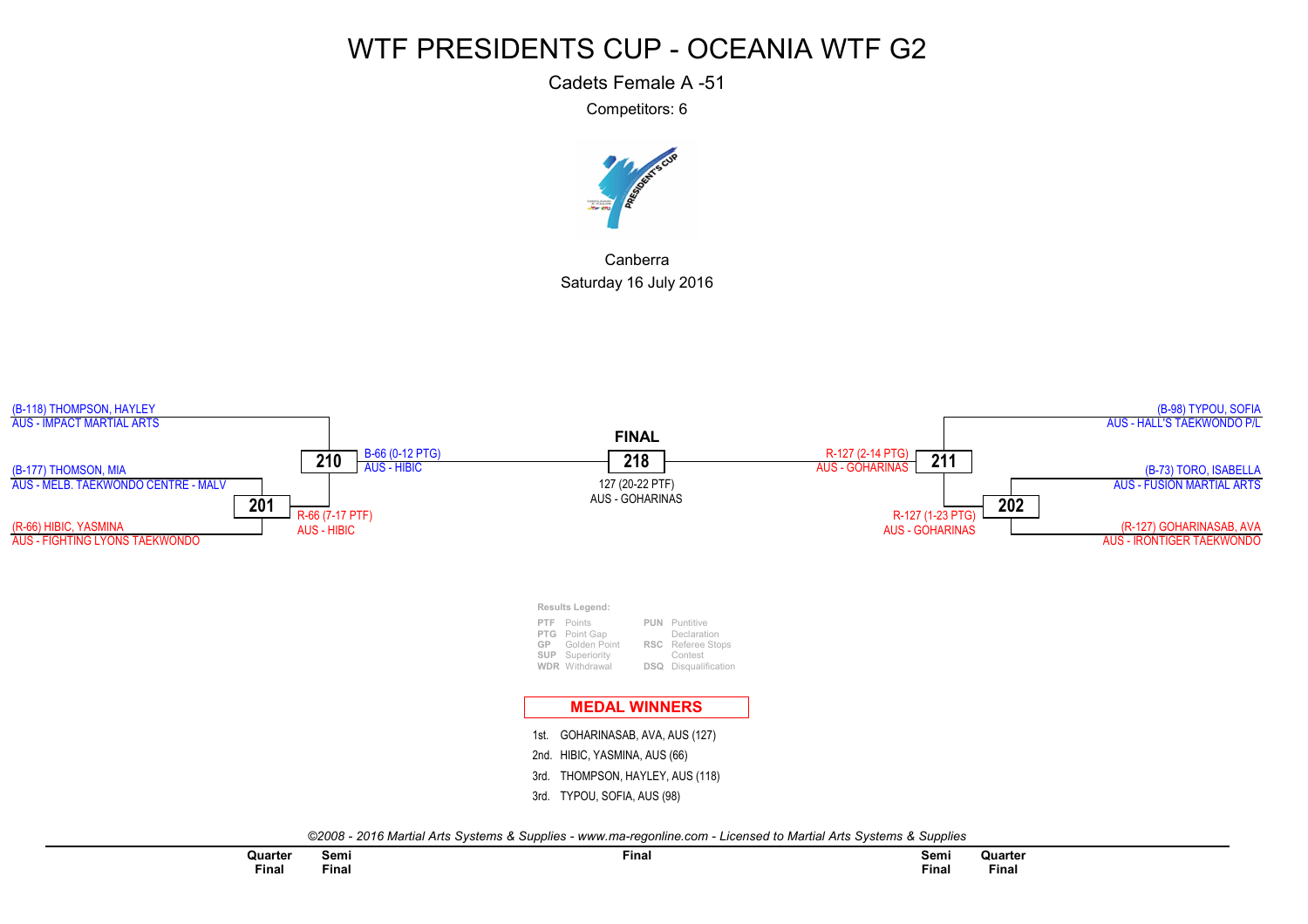# WTF PRESIDENTS CUP - OCEANIA WTF G2

Cadets Female A -51

Competitors: 6

Canberra

Saturday 16 July 2016

(B-118) THOMPSON, HAYLEY
AUS - IMPACT MARTIAL ARTS

(B-177) THOMSON, MIA
AUS - MELB. TAEKWONDO CENTRE - MALV

**201**

(R-66) HIBIC, YASMINA
AUS - FIGHTING LYONS TAEKWONDO

R-66 (7-17 PTF)
AUS - HIBIC

**210**

B-66 (0-12 PTG)
AUS - HIBIC

**FINAL**

**218**

127 (20-22 PTF)
AUS - GOHARINAS

R-127 (2-14 PTG)
AUS - GOHARINAS

**211**

(B-98) TYPOU, SOFIA
AUS - HALL'S TAEKWONDO P/L

(B-73) TORO, ISABELLA
AUS - FUSION MARTIAL ARTS

**202**

R-127 (1-23 PTG)
AUS - GOHARINAS

(R-127) GOHARINASAB, AVA
AUS - IRONTIGER TAEKWONDO

**Results Legend:**

| | | | |
|---|---|---|---|
| PTF | Points | PUN | Puntitive Declaration |
| PTG | Point Gap | RSC | Referee Stops Contest |
| GP | Golden Point | DSQ | Disqualification |
| SUP | Superiority | | |
| WDR | Withdrawal | | |

## MEDAL WINNERS

1st. GOHARINASAB, AVA, AUS (127)

2nd. HIBIC, YASMINA, AUS (66)

3rd. THOMPSON, HAYLEY, AUS (118)

3rd. TYPOU, SOFIA, AUS (98)

*©2008 - 2016 Martial Arts Systems & Supplies - www.ma-regonline.com - Licensed to Martial Arts Systems & Supplies*

| Quarter Final | Semi Final | Final | Semi Final | Quarter Final |
|---|---|---|---|---|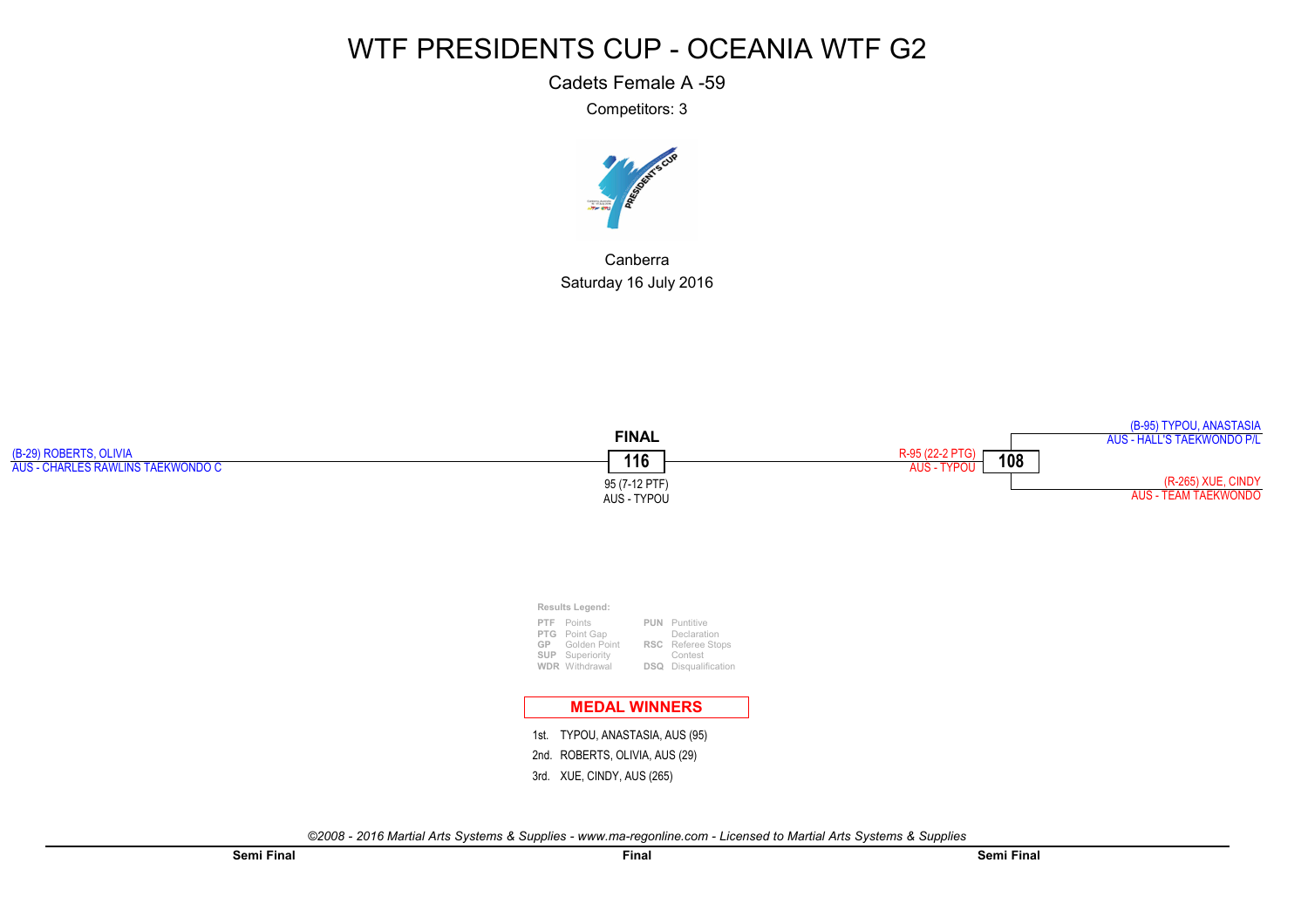# WTF PRESIDENTS CUP - OCEANIA WTF G2

Cadets Female A -59

Competitors: 3

Canberra

Saturday 16 July 2016

(B-29) ROBERTS, OLIVIA
AUS - CHARLES RAWLINS TAEKWONDO C

**FINAL**

**116**

95 (7-12 PTF)
AUS - TYPOU

R-95 (22-2 PTG)
AUS - TYPOU

**108**

(B-95) TYPOU, ANASTASIA
AUS - HALL'S TAEKWONDO P/L

(R-265) XUE, CINDY
AUS - TEAM TAEKWONDO

**Results Legend:**

| | | | |
|---|---|---|---|
| PTF | Points | PUN | Puntitive Declaration |
| PTG | Point Gap | RSC | Referee Stops Contest |
| GP | Golden Point | DSQ | Disqualification |
| SUP | Superiority | | |
| WDR | Withdrawal | | |

**MEDAL WINNERS**

1st. TYPOU, ANASTASIA, AUS (95)

2nd. ROBERTS, OLIVIA, AUS (29)

3rd. XUE, CINDY, AUS (265)

*©2008 - 2016 Martial Arts Systems & Supplies - www.ma-regonline.com - Licensed to Martial Arts Systems & Supplies*

**Semi Final** | **Final** | **Semi Final**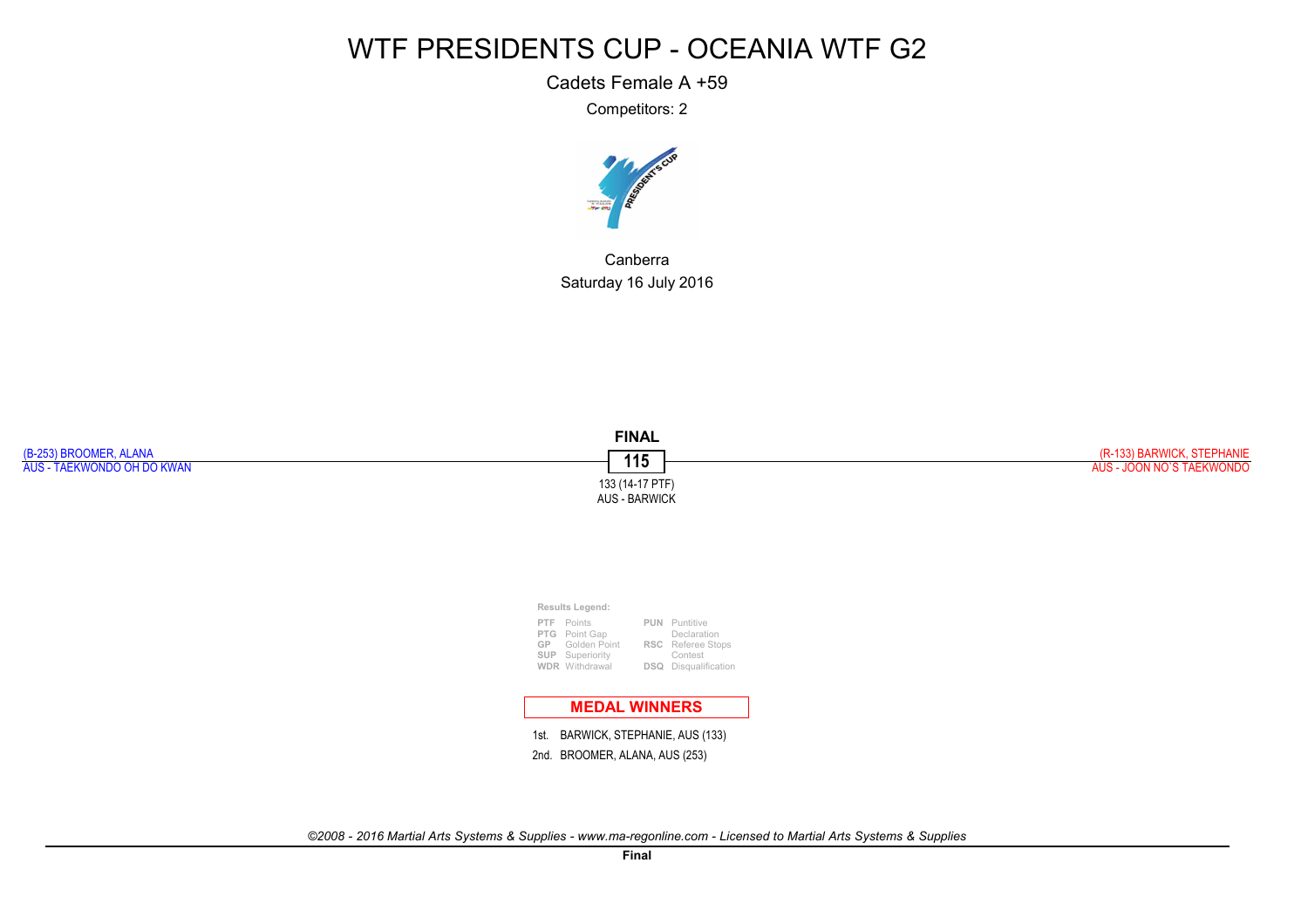# WTF PRESIDENTS CUP - OCEANIA WTF G2

Cadets Female A +59

Competitors: 2

Canberra

Saturday 16 July 2016

(B-253) BROOMER, ALANA
AUS - TAEKWONDO OH DO KWAN

**FINAL**

**115**

133 (14-17 PTF)
AUS - BARWICK

(R-133) BARWICK, STEPHANIE
AUS - JOON NO`S TAEKWONDO

**Results Legend:**

| | | | |
|---|---|---|---|
| **PTF** | Points | **PUN** | Puntitive Declaration |
| **PTG** | Point Gap | **RSC** | Referee Stops Contest |
| **GP** | Golden Point | | |
| **SUP** | Superiority | | |
| **WDR** | Withdrawal | **DSQ** | Disqualification |

**MEDAL WINNERS**

1st. BARWICK, STEPHANIE, AUS (133)

2nd. BROOMER, ALANA, AUS (253)

*©2008 - 2016 Martial Arts Systems & Supplies - www.ma-regonline.com - Licensed to Martial Arts Systems & Supplies*

**Final**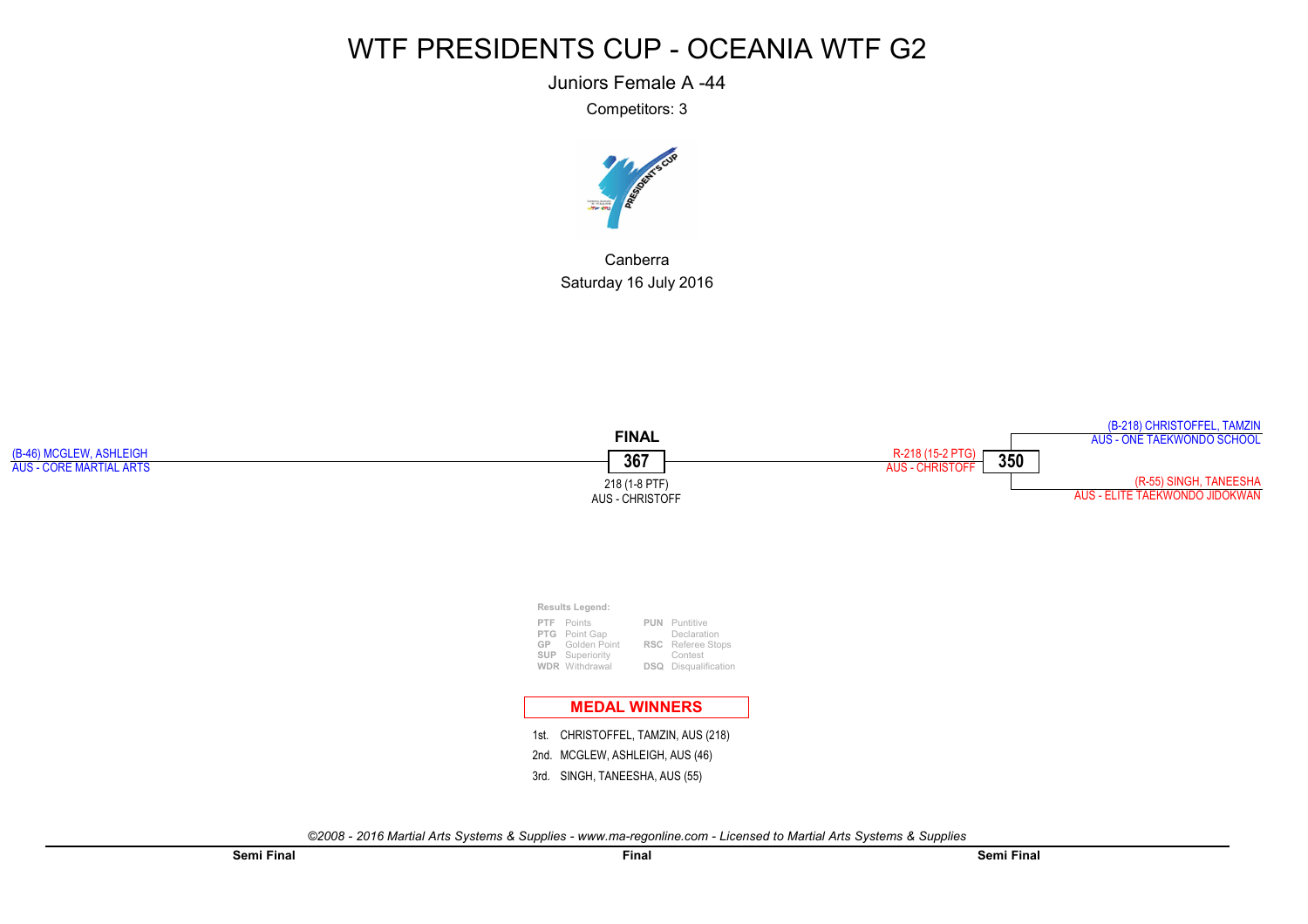# WTF PRESIDENTS CUP - OCEANIA WTF G2

Juniors Female A -44

Competitors: 3

Canberra

Saturday 16 July 2016

(B-46) MCGLEW, ASHLEIGH
AUS - CORE MARTIAL ARTS

**FINAL**

**367**

218 (1-8 PTF)
AUS - CHRISTOFF

R-218 (15-2 PTG)
AUS - CHRISTOFF

**350**

(B-218) CHRISTOFFEL, TAMZIN
AUS - ONE TAEKWONDO SCHOOL

(R-55) SINGH, TANEESHA
AUS - ELITE TAEKWONDO JIDOKWAN

**Results Legend:**

| | | | |
|---|---|---|---|
| PTF | Points | PUN | Puntitive Declaration |
| PTG | Point Gap | RSC | Referee Stops Contest |
| GP | Golden Point | DSQ | Disqualification |
| SUP | Superiority | | |
| WDR | Withdrawal | | |

**MEDAL WINNERS**

1st. CHRISTOFFEL, TAMZIN, AUS (218)
2nd. MCGLEW, ASHLEIGH, AUS (46)
3rd. SINGH, TANEESHA, AUS (55)

*©2008 - 2016 Martial Arts Systems & Supplies - www.ma-regonline.com - Licensed to Martial Arts Systems & Supplies*

**Semi Final** | **Final** | **Semi Final**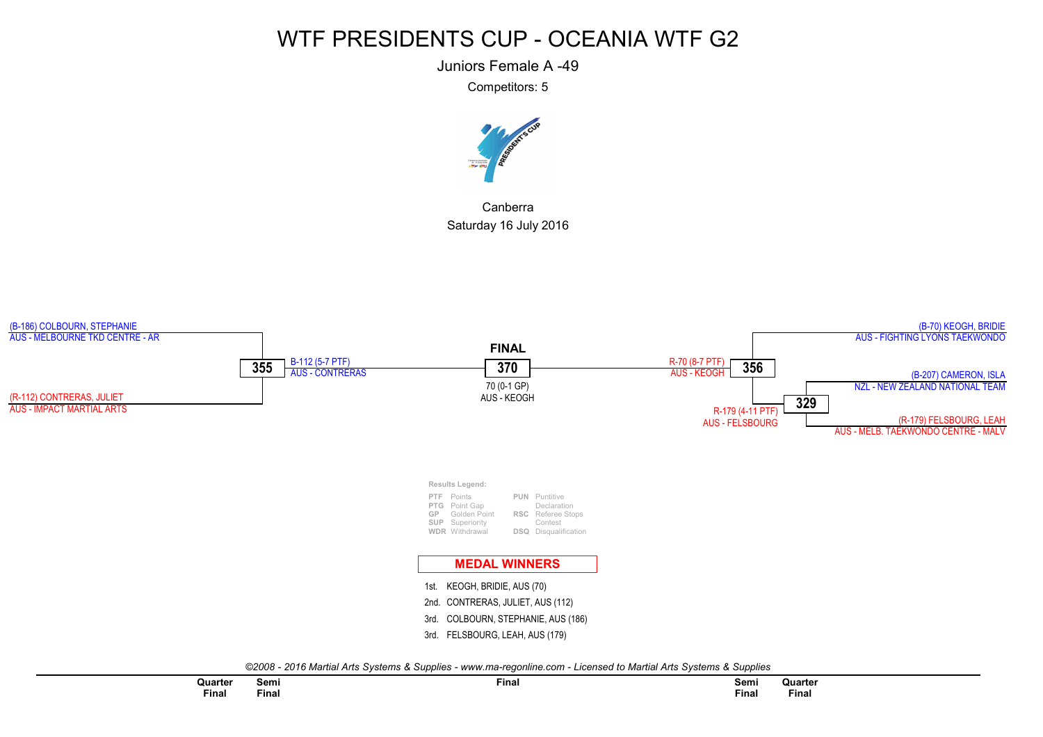# WTF PRESIDENTS CUP - OCEANIA WTF G2

Juniors Female A -49

Competitors: 5

Canberra

Saturday 16 July 2016

(B-186) COLBOURN, STEPHANIE
AUS - MELBOURNE TKD CENTRE - AR

(R-112) CONTRERAS, JULIET
AUS - IMPACT MARTIAL ARTS

**355** B-112 (5-7 PTF)
AUS - CONTRERAS

**FINAL**

**370**

70 (0-1 GP)
AUS - KEOGH

R-70 (8-7 PTF)
AUS - KEOGH **356**

(B-70) KEOGH, BRIDIE
AUS - FIGHTING LYONS TAEKWONDO

(B-207) CAMERON, ISLA
NZL - NEW ZEALAND NATIONAL TEAM

**329**

R-179 (4-11 PTF)
AUS - FELSBOURG

(R-179) FELSBOURG, LEAH
AUS - MELB. TAEKWONDO CENTRE - MALV

**Results Legend:**

| | | | |
|---|---|---|---|
| PTF | Points | PUN | Puntitive Declaration |
| PTG | Point Gap | | |
| GP | Golden Point | RSC | Referee Stops Contest |
| SUP | Superiority | | |
| WDR | Withdrawal | DSQ | Disqualification |

## MEDAL WINNERS

1st. KEOGH, BRIDIE, AUS (70)

2nd. CONTRERAS, JULIET, AUS (112)

3rd. COLBOURN, STEPHANIE, AUS (186)

3rd. FELSBOURG, LEAH, AUS (179)

*©2008 - 2016 Martial Arts Systems & Supplies - www.ma-regonline.com - Licensed to Martial Arts Systems & Supplies*

| Quarter Final | Semi Final | Final | Semi Final | Quarter Final |
|---|---|---|---|---|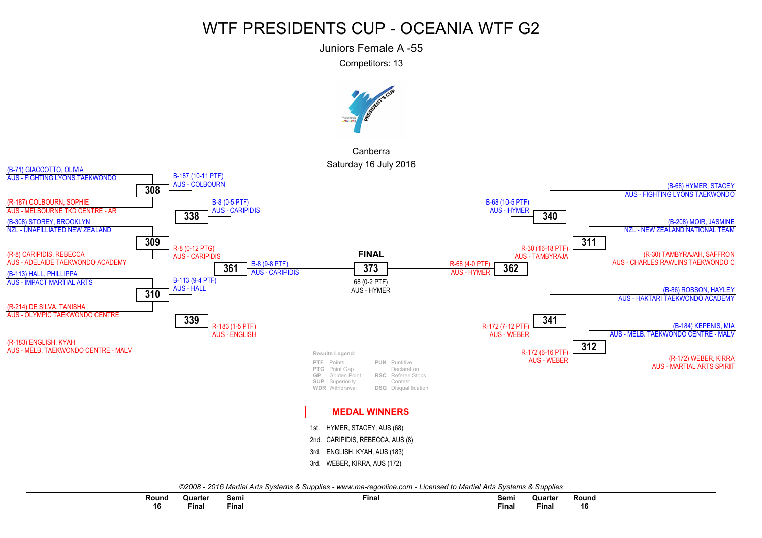# WTF PRESIDENTS CUP - OCEANIA WTF G2

Juniors Female A -55

Competitors: 13

Canberra

Saturday 16 July 2016

(B-71) GIACCOTTO, OLIVIA
AUS - FIGHTING LYONS TAEKWONDO

**308**

B-187 (10-11 PTF)
AUS - COLBOURN

(R-187) COLBOURN, SOPHIE
AUS - MELBOURNE TKD CENTRE - AR

**338**

B-8 (0-5 PTF)
AUS - CARIPIDIS

(B-308) STOREY, BROOKLYN
NZL - UNAFILLIATED NEW ZEALAND

**309**

R-8 (0-12 PTG)
AUS - CARIPIDIS

(R-8) CARIPIDIS, REBECCA
AUS - ADELAIDE TAEKWONDO ACADEMY

**361**

B-8 (9-8 PTF)
AUS - CARIPIDIS

(B-113) HALL, PHILLIPPA
AUS - IMPACT MARTIAL ARTS

**310**

B-113 (9-4 PTF)
AUS - HALL

(R-214) DE SILVA, TANISHA
AUS - OLYMPIC TAEKWONDO CENTRE

**339**

R-183 (1-5 PTF)
AUS - ENGLISH

(R-183) ENGLISH, KYAH
AUS - MELB. TAEKWONDO CENTRE - MALV

**FINAL**

**373**

68 (0-2 PTF)
AUS - HYMER

(B-68) HYMER, STACEY
AUS - FIGHTING LYONS TAEKWONDO

**340**

B-68 (10-5 PTF)
AUS - HYMER

(B-208) MOIR, JASMINE
NZL - NEW ZEALAND NATIONAL TEAM

**311**

R-30 (16-18 PTF)
AUS - TAMBYRAJA

(R-30) TAMBYRAJAH, SAFFRON
AUS - CHARLES RAWLINS TAEKWONDO C

**362**

R-68 (4-0 PTF)
AUS - HYMER

(B-86) ROBSON, HAYLEY
AUS - HAKTARI TAEKWONDO ACADEMY

**341**

R-172 (7-12 PTF)
AUS - WEBER

(B-184) KEPENIS, MIA
AUS - MELB. TAEKWONDO CENTRE - MALV

**312**

R-172 (6-16 PTF)
AUS - WEBER

(R-172) WEBER, KIRRA
AUS - MARTIAL ARTS SPIRIT

**Results Legend:**

| | | | |
|---|---|---|---|
| PTF | Points | PUN | Puntitive Declaration |
| PTG | Point Gap | | |
| GP | Golden Point | RSC | Referee Stops Contest |
| SUP | Superiority | | |
| WDR | Withdrawal | DSQ | Disqualification |

## MEDAL WINNERS

1st. HYMER, STACEY, AUS (68)
2nd. CARIPIDIS, REBECCA, AUS (8)
3rd. ENGLISH, KYAH, AUS (183)
3rd. WEBER, KIRRA, AUS (172)

*©2008 - 2016 Martial Arts Systems & Supplies - www.ma-regonline.com - Licensed to Martial Arts Systems & Supplies*

| Round 16 | Quarter Final | Semi Final | Final | Semi Final | Quarter Final | Round 16 |
|---|---|---|---|---|---|---|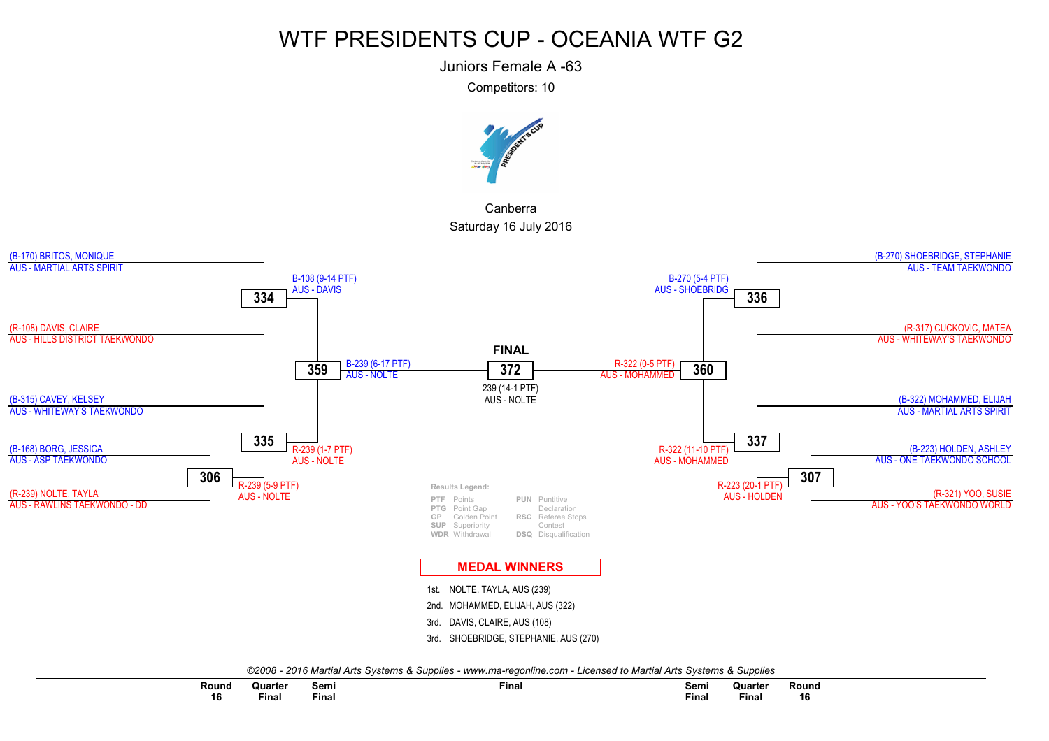# WTF PRESIDENTS CUP - OCEANIA WTF G2

Juniors Female A -63

Competitors: 10

Canberra

Saturday 16 July 2016

(B-170) BRITOS, MONIQUE
AUS - MARTIAL ARTS SPIRIT

**334**

(R-108) DAVIS, CLAIRE
AUS - HILLS DISTRICT TAEKWONDO

B-108 (9-14 PTF)
AUS - DAVIS

**359**

B-239 (6-17 PTF)
AUS - NOLTE

(B-315) CAVEY, KELSEY
AUS - WHITEWAY'S TAEKWONDO

**335**

R-239 (1-7 PTF)
AUS - NOLTE

(B-168) BORG, JESSICA
AUS - ASP TAEKWONDO

**306**

R-239 (5-9 PTF)
AUS - NOLTE

(R-239) NOLTE, TAYLA
AUS - RAWLINS TAEKWONDO - DD

**FINAL**

**372**

239 (14-1 PTF)
AUS - NOLTE

(B-270) SHOEBRIDGE, STEPHANIE
AUS - TEAM TAEKWONDO

**336**

(R-317) CUCKOVIC, MATEA
AUS - WHITEWAY'S TAEKWONDO

B-270 (5-4 PTF)
AUS - SHOEBRIDG

**360**

R-322 (0-5 PTF)
AUS - MOHAMMED

(B-322) MOHAMMED, ELIJAH
AUS - MARTIAL ARTS SPIRIT

**337**

R-322 (11-10 PTF)
AUS - MOHAMMED

(B-223) HOLDEN, ASHLEY
AUS - ONE TAEKWONDO SCHOOL

**307**

R-223 (20-1 PTF)
AUS - HOLDEN

(R-321) YOO, SUSIE
AUS - YOO'S TAEKWONDO WORLD

**Results Legend:**

| | | | |
|---|---|---|---|
| PTF | Points | PUN | Puntitive Declaration |
| PTG | Point Gap | RSC | Referee Stops Contest |
| GP | Golden Point | DSQ | Disqualification |
| SUP | Superiority | | |
| WDR | Withdrawal | | |

## MEDAL WINNERS

1st. NOLTE, TAYLA, AUS (239)
2nd. MOHAMMED, ELIJAH, AUS (322)
3rd. DAVIS, CLAIRE, AUS (108)
3rd. SHOEBRIDGE, STEPHANIE, AUS (270)

*©2008 - 2016 Martial Arts Systems & Supplies - www.ma-regonline.com - Licensed to Martial Arts Systems & Supplies*

| Round 16 | Quarter Final | Semi Final | Final | Semi Final | Quarter Final | Round 16 |
|---|---|---|---|---|---|---|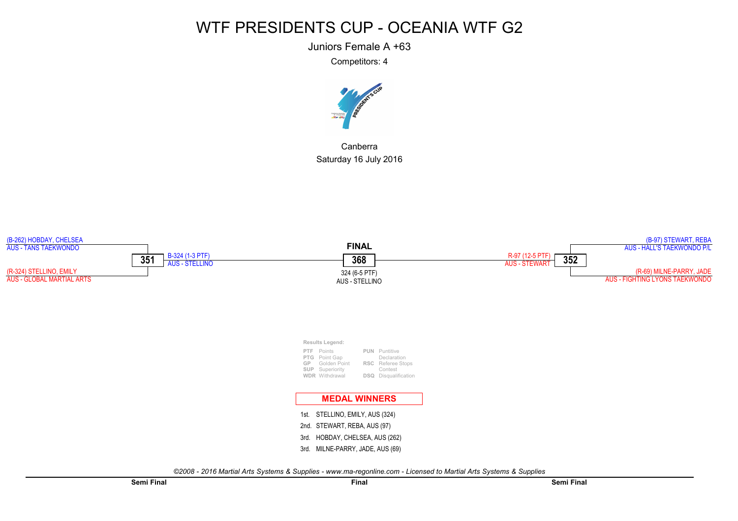# WTF PRESIDENTS CUP - OCEANIA WTF G2

Juniors Female A +63

Competitors: 4

Canberra

Saturday 16 July 2016

**Semi Final**

(B-262) HOBDAY, CHELSEA
AUS - TANS TAEKWONDO

**351**

(R-324) STELLINO, EMILY
AUS - GLOBAL MARTIAL ARTS

B-324 (1-3 PTF)
AUS - STELLINO

**Final**

**FINAL**

**368**

324 (6-5 PTF)
AUS - STELLINO

**Semi Final**

(B-97) STEWART, REBA
AUS - HALL'S TAEKWONDO P/L

**352**

(R-69) MILNE-PARRY, JADE
AUS - FIGHTING LYONS TAEKWONDO

R-97 (12-5 PTF)
AUS - STEWART

**Results Legend:**

| | | | |
|---|---|---|---|
| PTF | Points | PUN | Puntitive Declaration |
| PTG | Point Gap | RSC | Referee Stops Contest |
| GP | Golden Point | DSQ | Disqualification |
| SUP | Superiority | | |
| WDR | Withdrawal | | |

## MEDAL WINNERS

1st. STELLINO, EMILY, AUS (324)
2nd. STEWART, REBA, AUS (97)
3rd. HOBDAY, CHELSEA, AUS (262)
3rd. MILNE-PARRY, JADE, AUS (69)

*©2008 - 2016 Martial Arts Systems & Supplies - www.ma-regonline.com - Licensed to Martial Arts Systems & Supplies*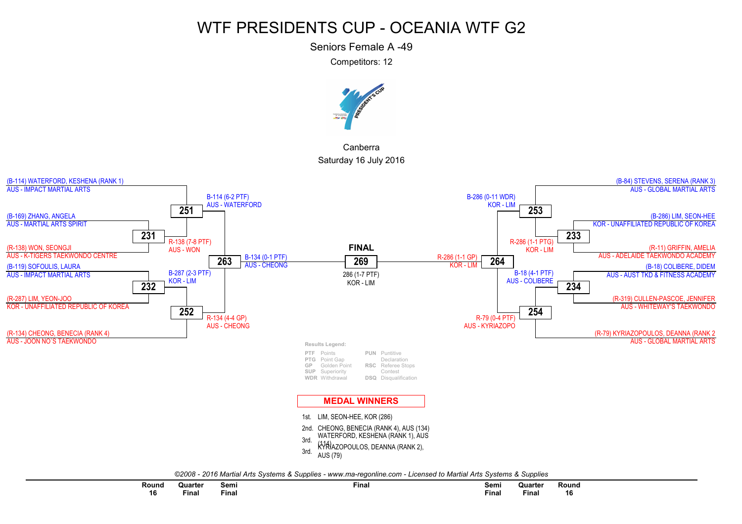# WTF PRESIDENTS CUP - OCEANIA WTF G2

## Seniors Female A -49

Competitors: 12

Canberra

Saturday 16 July 2016

**Left side of bracket**

(B-114) WATERFORD, KESHENA (RANK 1)
AUS - IMPACT MARTIAL ARTS

(B-169) ZHANG, ANGELA
AUS - MARTIAL ARTS SPIRIT

(R-138) WON, SEONGJI
AUS - K-TIGERS TAEKWONDO CENTRE

(B-119) SOFOULIS, LAURA
AUS - IMPACT MARTIAL ARTS

(R-287) LIM, YEON-JOO
KOR - UNAFFILIATED REPUBLIC OF KOREA

(R-134) CHEONG, BENECIA (RANK 4)
AUS - JOON NO`S TAEKWONDO

**231**: R-138 (7-8 PTF) AUS - WON

**232**: B-287 (2-3 PTF) KOR - LIM

**251**: B-114 (6-2 PTF) AUS - WATERFORD

**252**: R-134 (4-4 GP) AUS - CHEONG

**263**: B-134 (0-1 PTF) AUS - CHEONG

**FINAL**

**269**: 286 (1-7 PTF) KOR - LIM

**Right side of bracket**

(B-84) STEVENS, SERENA (RANK 3)
AUS - GLOBAL MARTIAL ARTS

(B-286) LIM, SEON-HEE
KOR - UNAFFILIATED REPUBLIC OF KOREA

(R-11) GRIFFIN, AMELIA
AUS - ADELAIDE TAEKWONDO ACADEMY

(B-18) COLIBERE, DIDEM
AUS - AUST TKD & FITNESS ACADEMY

(R-319) CULLEN-PASCOE, JENNIFER
AUS - WHITEWAY'S TAEKWONDO

(R-79) KYRIAZOPOULOS, DEANNA (RANK 2
AUS - GLOBAL MARTIAL ARTS

**233**: R-286 (1-1 PTG) KOR - LIM

**234**: B-18 (4-1 PTF) AUS - COLIBERE

**253**: B-286 (0-11 WDR) KOR - LIM

**254**: R-79 (0-4 PTF) AUS - KYRIAZOPO

**264**: R-286 (1-1 GP) KOR - LIM

**Results Legend:**

| | | | |
|---|---|---|---|
| PTF | Points | PUN | Puntitive Declaration |
| PTG | Point Gap | RSC | Referee Stops Contest |
| GP | Golden Point | DSQ | Disqualification |
| SUP | Superiority | | |
| WDR | Withdrawal | | |

## MEDAL WINNERS

1st. LIM, SEON-HEE, KOR (286)

2nd. CHEONG, BENECIA (RANK 4), AUS (134)

3rd. WATERFORD, KESHENA (RANK 1), AUS (114)

3rd. KYRIAZOPOULOS, DEANNA (RANK 2), AUS (79)

*©2008 - 2016 Martial Arts Systems & Supplies - www.ma-regonline.com - Licensed to Martial Arts Systems & Supplies*

Round 16 | Quarter Final | Semi Final | Final | Semi Final | Quarter Final | Round 16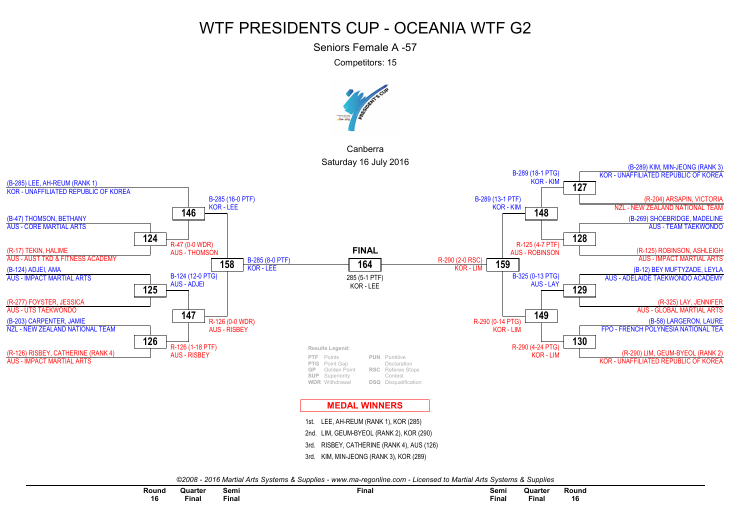# WTF PRESIDENTS CUP - OCEANIA WTF G2

## Seniors Female A -57

Competitors: 15

Canberra

Saturday 16 July 2016

### Round 16

**Match 124**
- (B-47) THOMSON, BETHANY — AUS - CORE MARTIAL ARTS
- (R-17) TEKIN, HALIME — AUS - AUST TKD & FITNESS ACADEMY
- Winner: R-47 (0-0 WDR) AUS - THOMSON

**Match 125**
- (B-124) ADJEI, AMA — AUS - IMPACT MARTIAL ARTS
- (R-277) FOYSTER, JESSICA — AUS - UTS TAEKWONDO
- Winner: B-124 (12-0 PTG) AUS - ADJEI

**Match 126**
- (B-203) CARPENTER, JAMIE — NZL - NEW ZEALAND NATIONAL TEAM
- (R-126) RISBEY, CATHERINE (RANK 4) — AUS - IMPACT MARTIAL ARTS
- Winner: R-126 (1-18 PTF) AUS - RISBEY

**Match 127**
- (B-289) KIM, MIN-JEONG (RANK 3) — KOR - UNAFFILIATED REPUBLIC OF KOREA
- (R-204) ARSAPIN, VICTORIA — NZL - NEW ZEALAND NATIONAL TEAM
- Winner: B-289 (18-1 PTG) KOR - KIM

**Match 128**
- (B-269) SHOEBRIDGE, MADELINE — AUS - TEAM TAEKWONDO
- (R-125) ROBINSON, ASHLEIGH — AUS - IMPACT MARTIAL ARTS
- Winner: R-125 (4-7 PTF) AUS - ROBINSON

**Match 129**
- (B-12) BEY MUFTYZADE, LEYLA — AUS - ADELAIDE TAEKWONDO ACADEMY
- (R-325) LAY, JENNIFER — AUS - GLOBAL MARTIAL ARTS
- Winner: B-325 (0-13 PTG) AUS - LAY

**Match 130**
- (B-58) LARGERON, LAURE — FPO - FRENCH POLYNESIA NATIONAL TEA
- (R-290) LIM, GEUM-BYEOL (RANK 2) — KOR - UNAFFILIATED REPUBLIC OF KOREA
- Winner: R-290 (4-24 PTG) KOR - LIM

### Quarter Final

**Match 146**
- (B-285) LEE, AH-REUM (RANK 1) — KOR - UNAFFILIATED REPUBLIC OF KOREA
- Winner of 124
- Winner: B-285 (16-0 PTF) KOR - LEE

**Match 147**
- Winner of 125 / Winner of 126
- Winner: R-126 (0-0 WDR) AUS - RISBEY

**Match 148**
- Winner of 127 / Winner of 128
- Winner: B-289 (13-1 PTF) KOR - KIM

**Match 149**
- Winner of 129 / Winner of 130
- Winner: R-290 (0-14 PTG) KOR - LIM

### Semi Final

**Match 158**
- Winner: B-285 (8-0 PTF) KOR - LEE

**Match 159**
- Winner: R-290 (2-0 RSC) KOR - LIM

### FINAL

**Match 164**
- 285 (5-1 PTF) KOR - LEE

### Results Legend:

| | | | |
|---|---|---|---|
| PTF | Points | PUN | Puntitive Declaration |
| PTG | Point Gap | RSC | Referee Stops Contest |
| GP | Golden Point | DSQ | Disqualification |
| SUP | Superiority | | |
| WDR | Withdrawal | | |

### MEDAL WINNERS

1st. LEE, AH-REUM (RANK 1), KOR (285)
2nd. LIM, GEUM-BYEOL (RANK 2), KOR (290)
3rd. RISBEY, CATHERINE (RANK 4), AUS (126)
3rd. KIM, MIN-JEONG (RANK 3), KOR (289)

*©2008 - 2016 Martial Arts Systems & Supplies - www.ma-regonline.com - Licensed to Martial Arts Systems & Supplies*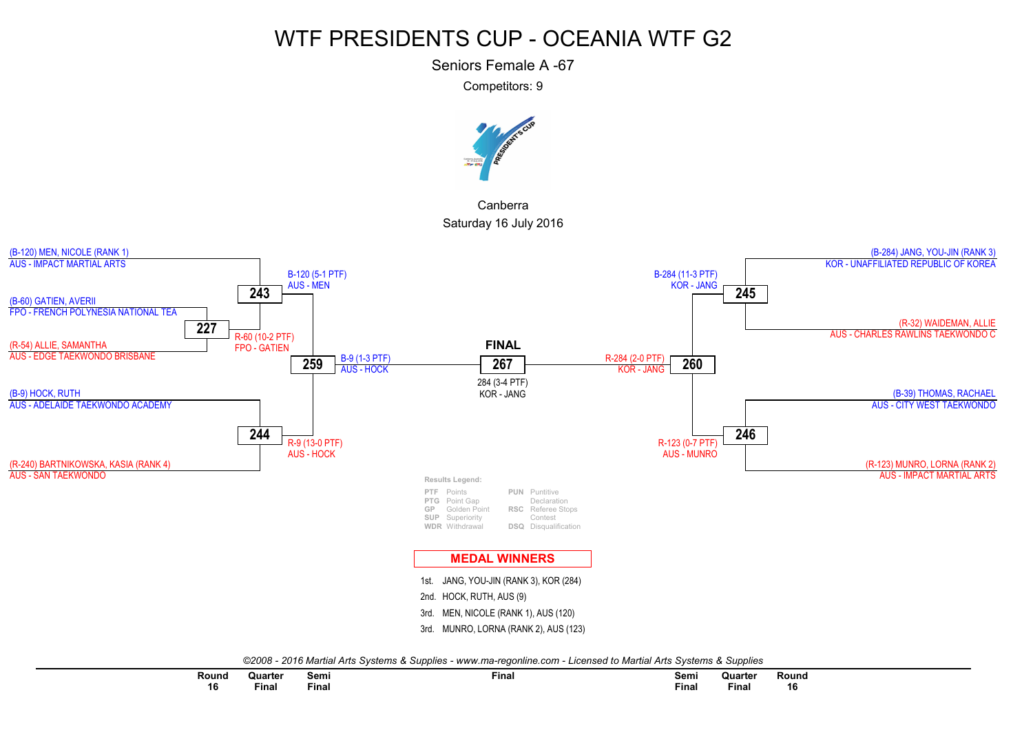# WTF PRESIDENTS CUP - OCEANIA WTF G2

Seniors Female A -67

Competitors: 9

Canberra

Saturday 16 July 2016

(B-120) MEN, NICOLE (RANK 1)
AUS - IMPACT MARTIAL ARTS

(B-60) GATIEN, AVERII
FPO - FRENCH POLYNESIA NATIONAL TEA

(R-54) ALLIE, SAMANTHA
AUS - EDGE TAEKWONDO BRISBANE

(B-9) HOCK, RUTH
AUS - ADELAIDE TAEKWONDO ACADEMY

(R-240) BARTNIKOWSKA, KASIA (RANK 4)
AUS - SAN TAEKWONDO

**227**
R-60 (10-2 PTF)
FPO - GATIEN

**243**
B-120 (5-1 PTF)
AUS - MEN

**244**
R-9 (13-0 PTF)
AUS - HOCK

**259**
B-9 (1-3 PTF)
AUS - HOCK

**FINAL**

**267**
284 (3-4 PTF)
KOR - JANG

**260**
R-284 (2-0 PTF)
KOR - JANG

**245**
B-284 (11-3 PTF)
KOR - JANG

**246**
R-123 (0-7 PTF)
AUS - MUNRO

(B-284) JANG, YOU-JIN (RANK 3)
KOR - UNAFFILIATED REPUBLIC OF KOREA

(R-32) WAIDEMAN, ALLIE
AUS - CHARLES RAWLINS TAEKWONDO C

(B-39) THOMAS, RACHAEL
AUS - CITY WEST TAEKWONDO

(R-123) MUNRO, LORNA (RANK 2)
AUS - IMPACT MARTIAL ARTS

**Results Legend:**

| | | | |
|---|---|---|---|
| PTF | Points | PUN | Puntitive Declaration |
| PTG | Point Gap | RSC | Referee Stops Contest |
| GP | Golden Point | DSQ | Disqualification |
| SUP | Superiority | | |
| WDR | Withdrawal | | |

## MEDAL WINNERS

1st. JANG, YOU-JIN (RANK 3), KOR (284)
2nd. HOCK, RUTH, AUS (9)
3rd. MEN, NICOLE (RANK 1), AUS (120)
3rd. MUNRO, LORNA (RANK 2), AUS (123)

*©2008 - 2016 Martial Arts Systems & Supplies - www.ma-regonline.com - Licensed to Martial Arts Systems & Supplies*

Round 16 | Quarter Final | Semi Final | Final | Semi Final | Quarter Final | Round 16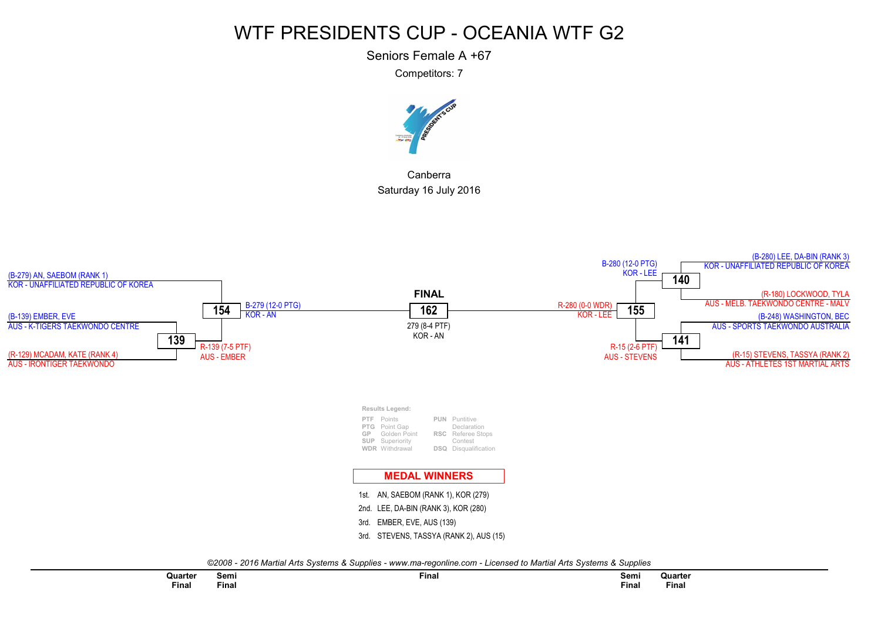# WTF PRESIDENTS CUP - OCEANIA WTF G2

Seniors Female A +67

Competitors: 7

Canberra

Saturday 16 July 2016

**Quarter Final (left)**

- Match 139: (B-139) EMBER, EVE — AUS - K-TIGERS TAEKWONDO CENTRE vs (R-129) MCADAM, KATE (RANK 4) — AUS - IRONTIGER TAEKWONDO — Result: R-139 (7-5 PTF) AUS - EMBER

**Semi Final (left)**

- Match 154: (B-279) AN, SAEBOM (RANK 1) — KOR - UNAFFILIATED REPUBLIC OF KOREA vs EMBER — Result: B-279 (12-0 PTG) KOR - AN

**Quarter Final (right)**

- Match 140: (B-280) LEE, DA-BIN (RANK 3) — KOR - UNAFFILIATED REPUBLIC OF KOREA vs (R-180) LOCKWOOD, TYLA — AUS - MELB. TAEKWONDO CENTRE - MALV — Result: B-280 (12-0 PTG) KOR - LEE
- Match 141: (B-248) WASHINGTON, BEC — AUS - SPORTS TAEKWONDO AUSTRALIA vs (R-15) STEVENS, TASSYA (RANK 2) — AUS - ATHLETES 1ST MARTIAL ARTS — Result: R-15 (2-6 PTF) AUS - STEVENS

**Semi Final (right)**

- Match 155: LEE vs STEVENS — Result: R-280 (0-0 WDR) KOR - LEE

**FINAL**

- Match 162: AN vs LEE — Result: 279 (8-4 PTF) KOR - AN

**Results Legend:**

| | | | |
|---|---|---|---|
| PTF | Points | PUN | Puntitive Declaration |
| PTG | Point Gap | RSC | Referee Stops Contest |
| GP | Golden Point | DSQ | Disqualification |
| SUP | Superiority | | |
| WDR | Withdrawal | | |

## MEDAL WINNERS

1st. AN, SAEBOM (RANK 1), KOR (279)

2nd. LEE, DA-BIN (RANK 3), KOR (280)

3rd. EMBER, EVE, AUS (139)

3rd. STEVENS, TASSYA (RANK 2), AUS (15)

*©2008 - 2016 Martial Arts Systems & Supplies - www.ma-regonline.com - Licensed to Martial Arts Systems & Supplies*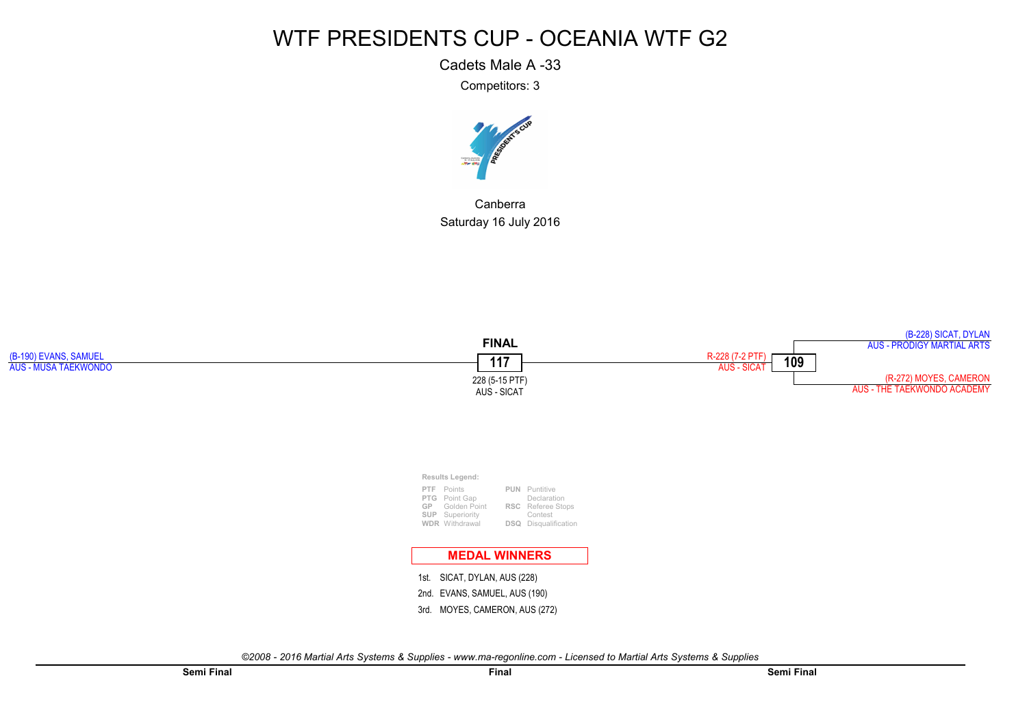# WTF PRESIDENTS CUP - OCEANIA WTF G2

Cadets Male A -33

Competitors: 3

Canberra

Saturday 16 July 2016

**Semi Final**

(B-190) EVANS, SAMUEL
AUS - MUSA TAEKWONDO

**Final**

**FINAL**

**117**

228 (5-15 PTF)
AUS - SICAT

**Semi Final**

(B-228) SICAT, DYLAN
AUS - PRODIGY MARTIAL ARTS

**109**

R-228 (7-2 PTF)
AUS - SICAT

(R-272) MOYES, CAMERON
AUS - THE TAEKWONDO ACADEMY

**Results Legend:**

| | | | |
|---|---|---|---|
| PTF | Points | PUN | Puntitive Declaration |
| PTG | Point Gap | RSC | Referee Stops Contest |
| GP | Golden Point | DSQ | Disqualification |
| SUP | Superiority | | |
| WDR | Withdrawal | | |

## MEDAL WINNERS

1st. SICAT, DYLAN, AUS (228)

2nd. EVANS, SAMUEL, AUS (190)

3rd. MOYES, CAMERON, AUS (272)

*©2008 - 2016 Martial Arts Systems & Supplies - www.ma-regonline.com - Licensed to Martial Arts Systems & Supplies*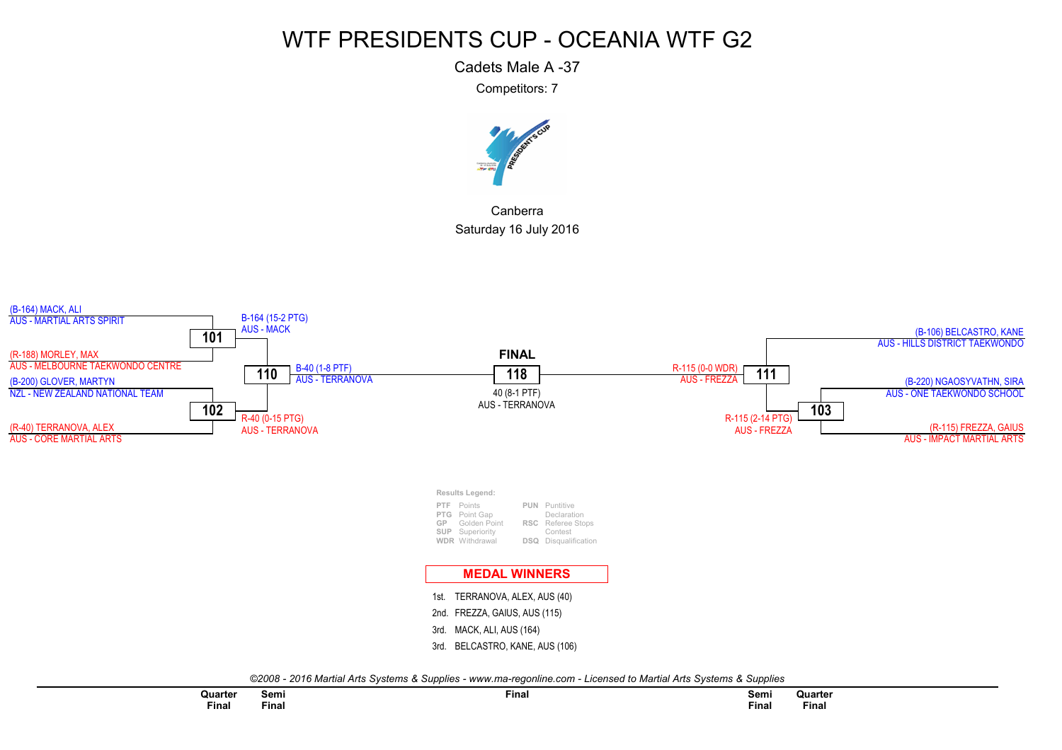# WTF PRESIDENTS CUP - OCEANIA WTF G2

Cadets Male A -37

Competitors: 7

Canberra

Saturday 16 July 2016

(B-164) MACK, ALI
AUS - MARTIAL ARTS SPIRIT

**101**

(R-188) MORLEY, MAX
AUS - MELBOURNE TAEKWONDO CENTRE

B-164 (15-2 PTG)
AUS - MACK

(B-200) GLOVER, MARTYN
NZL - NEW ZEALAND NATIONAL TEAM

**102**

(R-40) TERRANOVA, ALEX
AUS - CORE MARTIAL ARTS

R-40 (0-15 PTG)
AUS - TERRANOVA

**110**

B-40 (1-8 PTF)
AUS - TERRANOVA

**FINAL**

**118**

40 (8-1 PTF)
AUS - TERRANOVA

R-115 (0-0 WDR)
AUS - FREZZA

**111**

(B-106) BELCASTRO, KANE
AUS - HILLS DISTRICT TAEKWONDO

(B-220) NGAOSYVATHN, SIRA
AUS - ONE TAEKWONDO SCHOOL

**103**

(R-115) FREZZA, GAIUS
AUS - IMPACT MARTIAL ARTS

R-115 (2-14 PTG)
AUS - FREZZA

**Results Legend:**

| | | | |
|---|---|---|---|
| PTF | Points | PUN | Puntitive Declaration |
| PTG | Point Gap | RSC | Referee Stops Contest |
| GP | Golden Point | DSQ | Disqualification |
| SUP | Superiority | | |
| WDR | Withdrawal | | |

## MEDAL WINNERS

1st. TERRANOVA, ALEX, AUS (40)
2nd. FREZZA, GAIUS, AUS (115)
3rd. MACK, ALI, AUS (164)
3rd. BELCASTRO, KANE, AUS (106)

*©2008 - 2016 Martial Arts Systems & Supplies - www.ma-regonline.com - Licensed to Martial Arts Systems & Supplies*

Quarter Final | Semi Final | Final | Semi Final | Quarter Final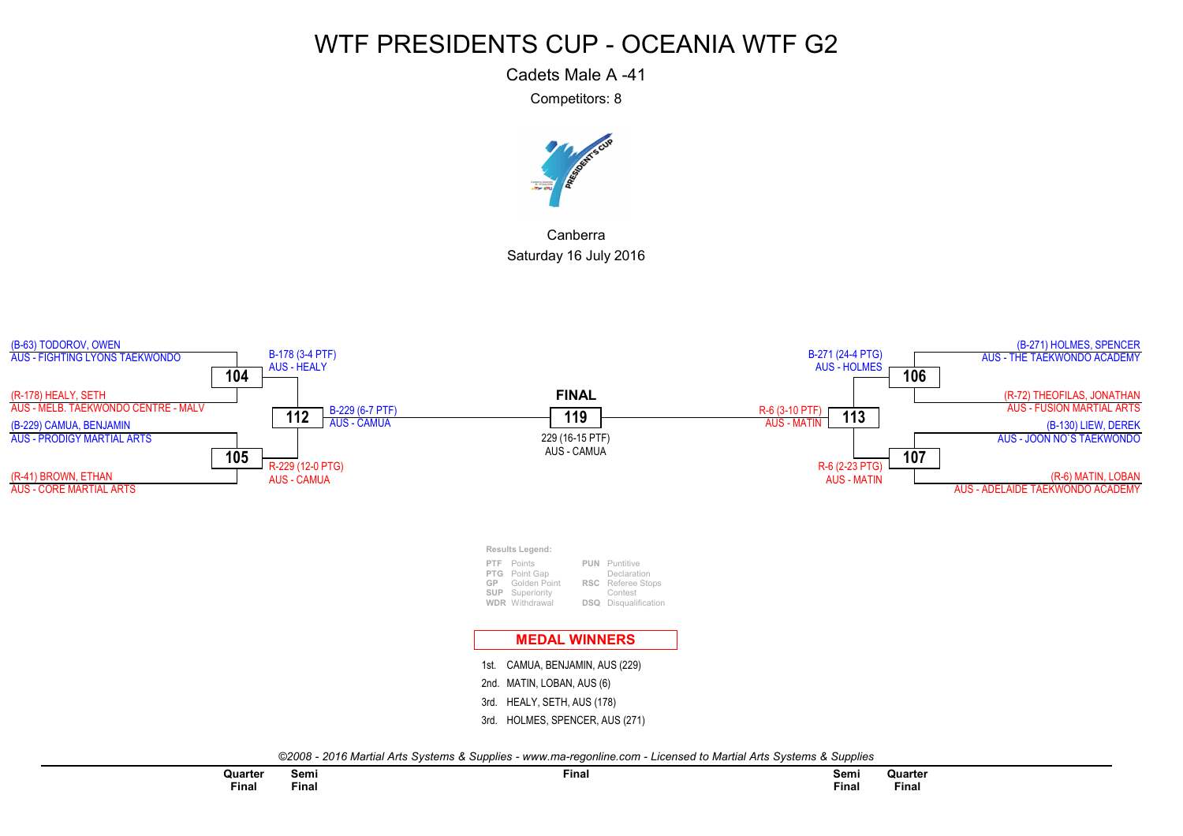# WTF PRESIDENTS CUP - OCEANIA WTF G2

Cadets Male A -41

Competitors: 8

Canberra

Saturday 16 July 2016

### Quarter Finals

**Match 104**
- (B-63) TODOROV, OWEN — AUS - FIGHTING LYONS TAEKWONDO
- (R-178) HEALY, SETH — AUS - MELB. TAEKWONDO CENTRE - MALV
- Winner: B-178 (3-4 PTF) AUS - HEALY

**Match 105**
- (B-229) CAMUA, BENJAMIN — AUS - PRODIGY MARTIAL ARTS
- (R-41) BROWN, ETHAN — AUS - CORE MARTIAL ARTS
- Winner: R-229 (12-0 PTG) AUS - CAMUA

**Match 106**
- (B-271) HOLMES, SPENCER — AUS - THE TAEKWONDO ACADEMY
- (R-72) THEOFILAS, JONATHAN — AUS - FUSION MARTIAL ARTS
- Winner: B-271 (24-4 PTG) AUS - HOLMES

**Match 107**
- (B-130) LIEW, DEREK — AUS - JOON NO`S TAEKWONDO
- (R-6) MATIN, LOBAN — AUS - ADELAIDE TAEKWONDO ACADEMY
- Winner: R-6 (2-23 PTG) AUS - MATIN

### Semi Finals

**Match 112**
- Winner: B-229 (6-7 PTF) AUS - CAMUA

**Match 113**
- Winner: R-6 (3-10 PTF) AUS - MATIN

### FINAL

**Match 119**
- 229 (16-15 PTF) AUS - CAMUA

**Results Legend:**

| | | | |
|---|---|---|---|
| PTF | Points | PUN | Puntitive Declaration |
| PTG | Point Gap | RSC | Referee Stops Contest |
| GP | Golden Point | DSQ | Disqualification |
| SUP | Superiority | | |
| WDR | Withdrawal | | |

## MEDAL WINNERS

1st. CAMUA, BENJAMIN, AUS (229)

2nd. MATIN, LOBAN, AUS (6)

3rd. HEALY, SETH, AUS (178)

3rd. HOLMES, SPENCER, AUS (271)

*©2008 - 2016 Martial Arts Systems & Supplies - www.ma-regonline.com - Licensed to Martial Arts Systems & Supplies*

**Quarter Final** | **Semi Final** | **Final** | **Semi Final** | **Quarter Final**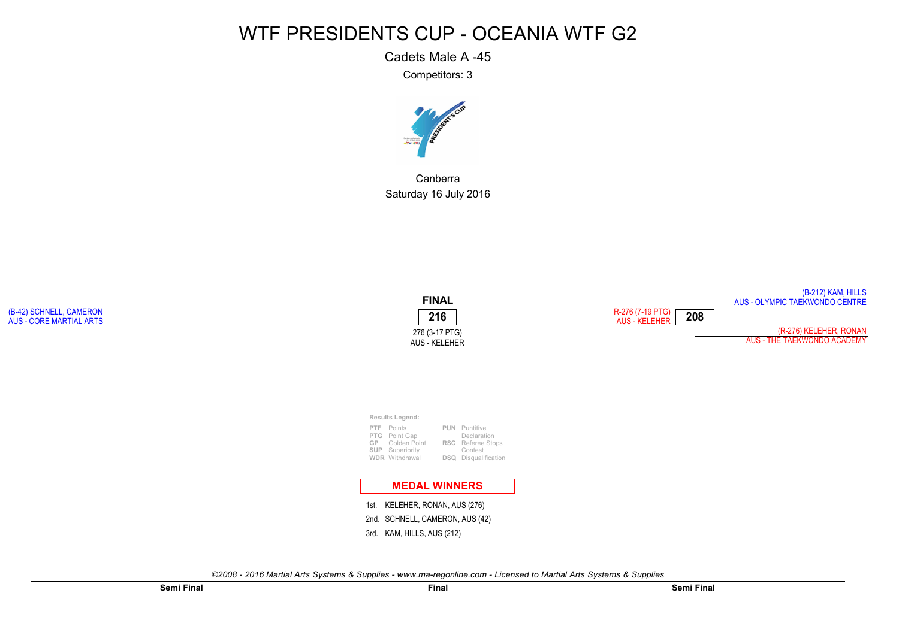# WTF PRESIDENTS CUP - OCEANIA WTF G2

Cadets Male A -45

Competitors: 3

Canberra

Saturday 16 July 2016

(B-42) SCHNELL, CAMERON
AUS - CORE MARTIAL ARTS

**FINAL**

**216**

276 (3-17 PTG)
AUS - KELEHER

R-276 (7-19 PTG)
AUS - KELEHER

**208**

(B-212) KAM, HILLS
AUS - OLYMPIC TAEKWONDO CENTRE

(R-276) KELEHER, RONAN
AUS - THE TAEKWONDO ACADEMY

**Results Legend:**

| | | | |
|---|---|---|---|
| PTF | Points | PUN | Puntitive Declaration |
| PTG | Point Gap | RSC | Referee Stops Contest |
| GP | Golden Point | | |
| SUP | Superiority | | |
| WDR | Withdrawal | DSQ | Disqualification |

## MEDAL WINNERS

1st. KELEHER, RONAN, AUS (276)
2nd. SCHNELL, CAMERON, AUS (42)
3rd. KAM, HILLS, AUS (212)

*©2008 - 2016 Martial Arts Systems & Supplies - www.ma-regonline.com - Licensed to Martial Arts Systems & Supplies*

**Semi Final** **Final** **Semi Final**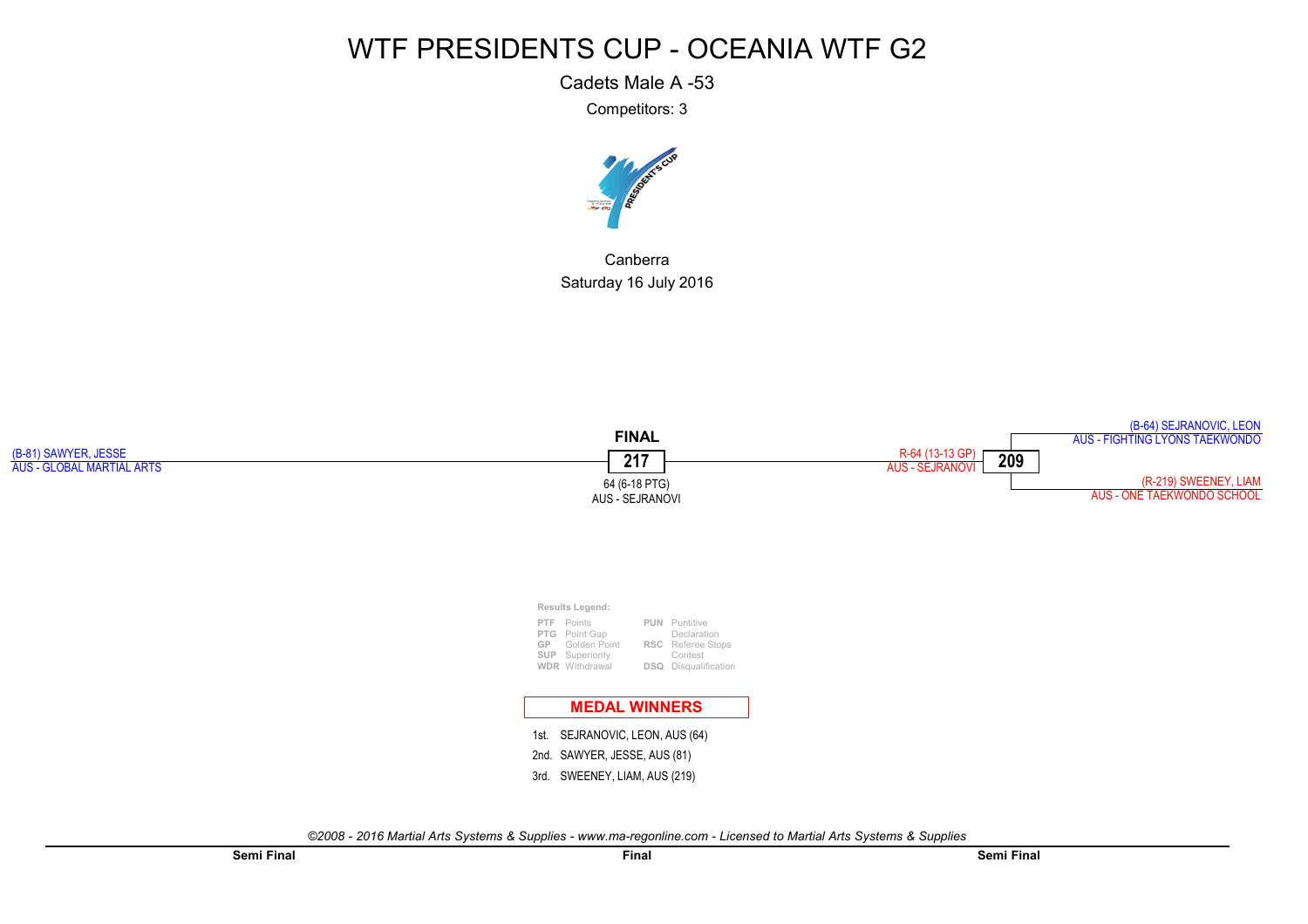# WTF PRESIDENTS CUP - OCEANIA WTF G2

Cadets Male A -53

Competitors: 3

Canberra

Saturday 16 July 2016

(B-81) SAWYER, JESSE
AUS - GLOBAL MARTIAL ARTS

**FINAL**

**217**

64 (6-18 PTG)
AUS - SEJRANOVI

R-64 (13-13 GP)
AUS - SEJRANOVI

**209**

(B-64) SEJRANOVIC, LEON
AUS - FIGHTING LYONS TAEKWONDO

(R-219) SWEENEY, LIAM
AUS - ONE TAEKWONDO SCHOOL

**Results Legend:**

| | | | |
|---|---|---|---|
| PTF | Points | PUN | Puntitive Declaration |
| PTG | Point Gap | | |
| GP | Golden Point | RSC | Referee Stops Contest |
| SUP | Superiority | | |
| WDR | Withdrawal | DSQ | Disqualification |

**MEDAL WINNERS**

1st. SEJRANOVIC, LEON, AUS (64)

2nd. SAWYER, JESSE, AUS (81)

3rd. SWEENEY, LIAM, AUS (219)

*©2008 - 2016 Martial Arts Systems & Supplies - www.ma-regonline.com - Licensed to Martial Arts Systems & Supplies*

**Semi Final** **Final** **Semi Final**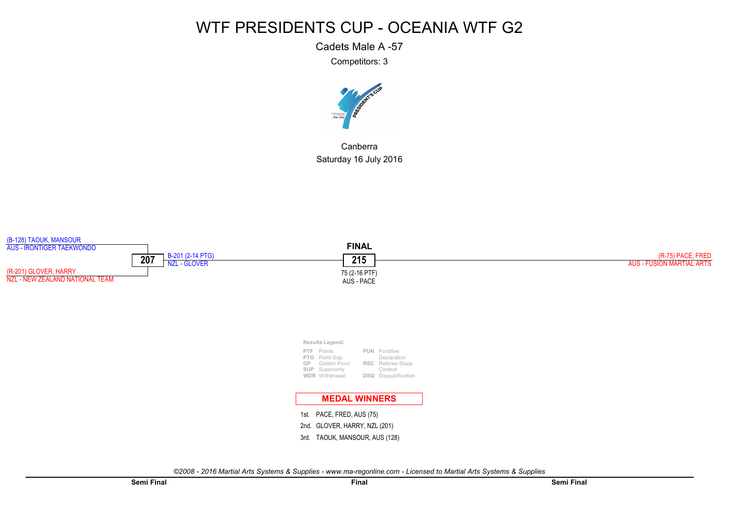# WTF PRESIDENTS CUP - OCEANIA WTF G2

Cadets Male A -57

Competitors: 3

Canberra

Saturday 16 July 2016

(B-128) TAOUK, MANSOUR
AUS - IRONTIGER TAEKWONDO

(R-201) GLOVER, HARRY
NZL - NEW ZEALAND NATIONAL TEAM

**207**

B-201 (2-14 PTG)
NZL - GLOVER

**FINAL**

**215**

75 (2-16 PTF)
AUS - PACE

(R-75) PACE, FRED
AUS - FUSION MARTIAL ARTS

**Results Legend:**

| | | | |
|---|---|---|---|
| PTF | Points | PUN | Puntitive Declaration |
| PTG | Point Gap | RSC | Referee Stops Contest |
| GP | Golden Point | DSQ | Disqualification |
| SUP | Superiority | | |
| WDR | Withdrawal | | |

## MEDAL WINNERS

1st. PACE, FRED, AUS (75)

2nd. GLOVER, HARRY, NZL (201)

3rd. TAOUK, MANSOUR, AUS (128)

*©2008 - 2016 Martial Arts Systems & Supplies - www.ma-regonline.com - Licensed to Martial Arts Systems & Supplies*

**Semi Final** **Final** **Semi Final**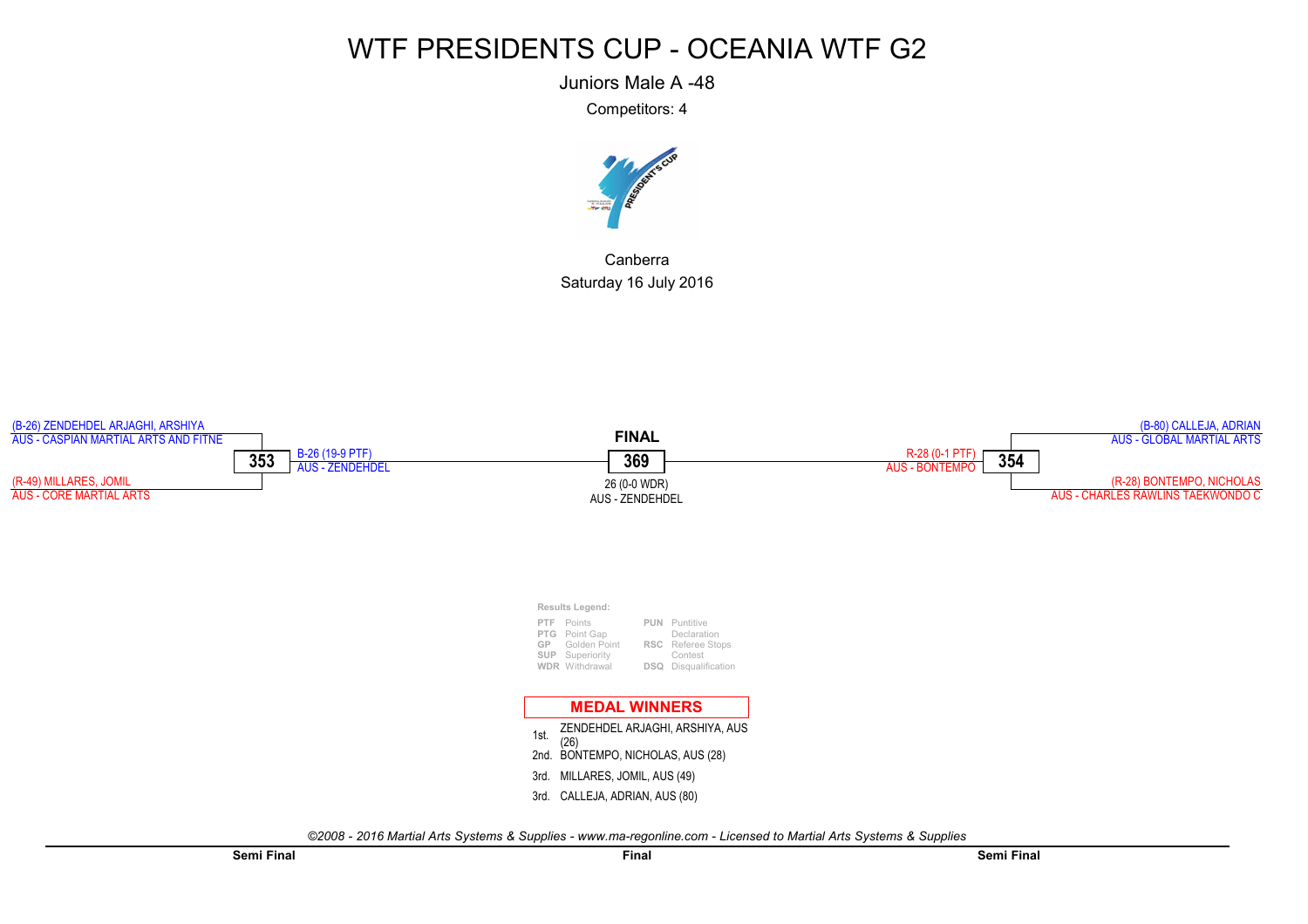# WTF PRESIDENTS CUP - OCEANIA WTF G2

Juniors Male A -48

Competitors: 4

Canberra

Saturday 16 July 2016

**Semi Final**

(B-26) ZENDEHDEL ARJAGHI, ARSHIYA
AUS - CASPIAN MARTIAL ARTS AND FITNE

**353**

(R-49) MILLARES, JOMIL
AUS - CORE MARTIAL ARTS

B-26 (19-9 PTF)
AUS - ZENDEHDEL

**Final**

**FINAL**

**369**

26 (0-0 WDR)
AUS - ZENDEHDEL

**Semi Final**

(B-80) CALLEJA, ADRIAN
AUS - GLOBAL MARTIAL ARTS

**354**

(R-28) BONTEMPO, NICHOLAS
AUS - CHARLES RAWLINS TAEKWONDO C

R-28 (0-1 PTF)
AUS - BONTEMPO

**Results Legend:**

| | | | |
|---|---|---|---|
| PTF | Points | PUN | Puntitive Declaration |
| PTG | Point Gap | RSC | Referee Stops Contest |
| GP | Golden Point | DSQ | Disqualification |
| SUP | Superiority | | |
| WDR | Withdrawal | | |

## MEDAL WINNERS

1st. ZENDEHDEL ARJAGHI, ARSHIYA, AUS (26)
2nd. BONTEMPO, NICHOLAS, AUS (28)
3rd. MILLARES, JOMIL, AUS (49)
3rd. CALLEJA, ADRIAN, AUS (80)

*©2008 - 2016 Martial Arts Systems & Supplies - www.ma-regonline.com - Licensed to Martial Arts Systems & Supplies*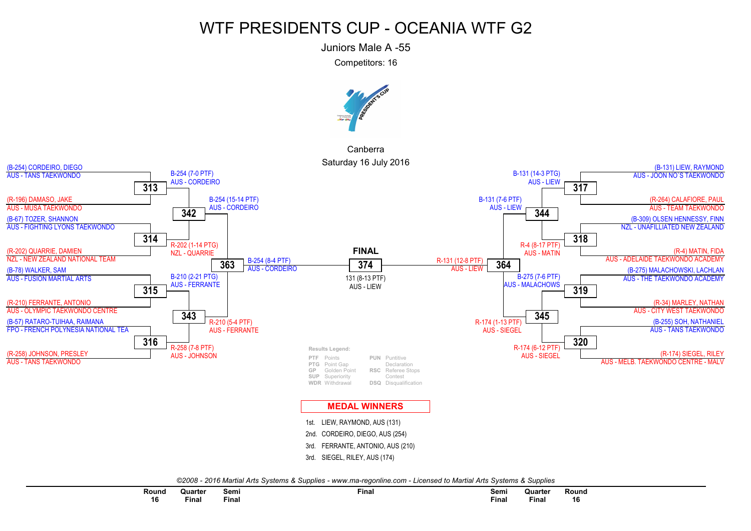# WTF PRESIDENTS CUP - OCEANIA WTF G2

Juniors Male A -55

Competitors: 16

Canberra

Saturday 16 July 2016

## Round 16 (Left side)

| Match | Blue | Red | Result |
|---|---|---|---|
| 313 | (B-254) CORDEIRO, DIEGO — AUS - TANS TAEKWONDO | (R-196) DAMASO, JAKE — AUS - MUSA TAEKWONDO | B-254 (7-0 PTF) AUS - CORDEIRO |
| 314 | (B-67) TOZER, SHANNON — AUS - FIGHTING LYONS TAEKWONDO | (R-202) QUARRIE, DAMIEN — NZL - NEW ZEALAND NATIONAL TEAM | R-202 (1-14 PTG) NZL - QUARRIE |
| 315 | (B-78) WALKER, SAM — AUS - FUSION MARTIAL ARTS | (R-210) FERRANTE, ANTONIO — AUS - OLYMPIC TAEKWONDO CENTRE | B-210 (2-21 PTG) AUS - FERRANTE |
| 316 | (B-57) RATARO-TUIHAA, RAIMANA — FPO - FRENCH POLYNESIA NATIONAL TEA | (R-258) JOHNSON, PRESLEY — AUS - TANS TAEKWONDO | R-258 (7-8 PTF) AUS - JOHNSON |

## Round 16 (Right side)

| Match | Blue | Red | Result |
|---|---|---|---|
| 317 | (B-131) LIEW, RAYMOND — AUS - JOON NO`S TAEKWONDO | (R-264) CALAFIORE, PAUL — AUS - TEAM TAEKWONDO | B-131 (14-3 PTG) AUS - LIEW |
| 318 | (B-309) OLSEN HENNESSY, FINN — NZL - UNAFILLIATED NEW ZEALAND | (R-4) MATIN, FIDA — AUS - ADELAIDE TAEKWONDO ACADEMY | R-4 (8-17 PTF) AUS - MATIN |
| 319 | (B-275) MALACHOWSKI, LACHLAN — AUS - THE TAEKWONDO ACADEMY | (R-34) MARLEY, NATHAN — AUS - CITY WEST TAEKWONDO | B-275 (7-6 PTF) AUS - MALACHOWS |
| 320 | (B-255) SOH, NATHANIEL — AUS - TANS TAEKWONDO | (R-174) SIEGEL, RILEY — AUS - MELB. TAEKWONDO CENTRE - MALV | R-174 (6-12 PTF) AUS - SIEGEL |

## Quarter Finals

| Match | Result |
|---|---|
| 342 | B-254 (15-14 PTF) AUS - CORDEIRO |
| 343 | R-210 (5-4 PTF) AUS - FERRANTE |
| 344 | B-131 (7-6 PTF) AUS - LIEW |
| 345 | R-174 (1-13 PTF) AUS - SIEGEL |

## Semi Finals

| Match | Result |
|---|---|
| 363 | B-254 (8-4 PTF) AUS - CORDEIRO |
| 364 | R-131 (12-8 PTF) AUS - LIEW |

## FINAL

| Match | Result |
|---|---|
| 374 | 131 (8-13 PTF) AUS - LIEW |

**Results Legend:**

- PTF Points
- PTG Point Gap
- GP Golden Point
- SUP Superiority
- WDR Withdrawal
- PUN Puntitive Declaration
- RSC Referee Stops Contest
- DSQ Disqualification

## MEDAL WINNERS

1st. LIEW, RAYMOND, AUS (131)
2nd. CORDEIRO, DIEGO, AUS (254)
3rd. FERRANTE, ANTONIO, AUS (210)
3rd. SIEGEL, RILEY, AUS (174)

*©2008 - 2016 Martial Arts Systems & Supplies - www.ma-regonline.com - Licensed to Martial Arts Systems & Supplies*

Round 16 | Quarter Final | Semi Final | Final | Semi Final | Quarter Final | Round 16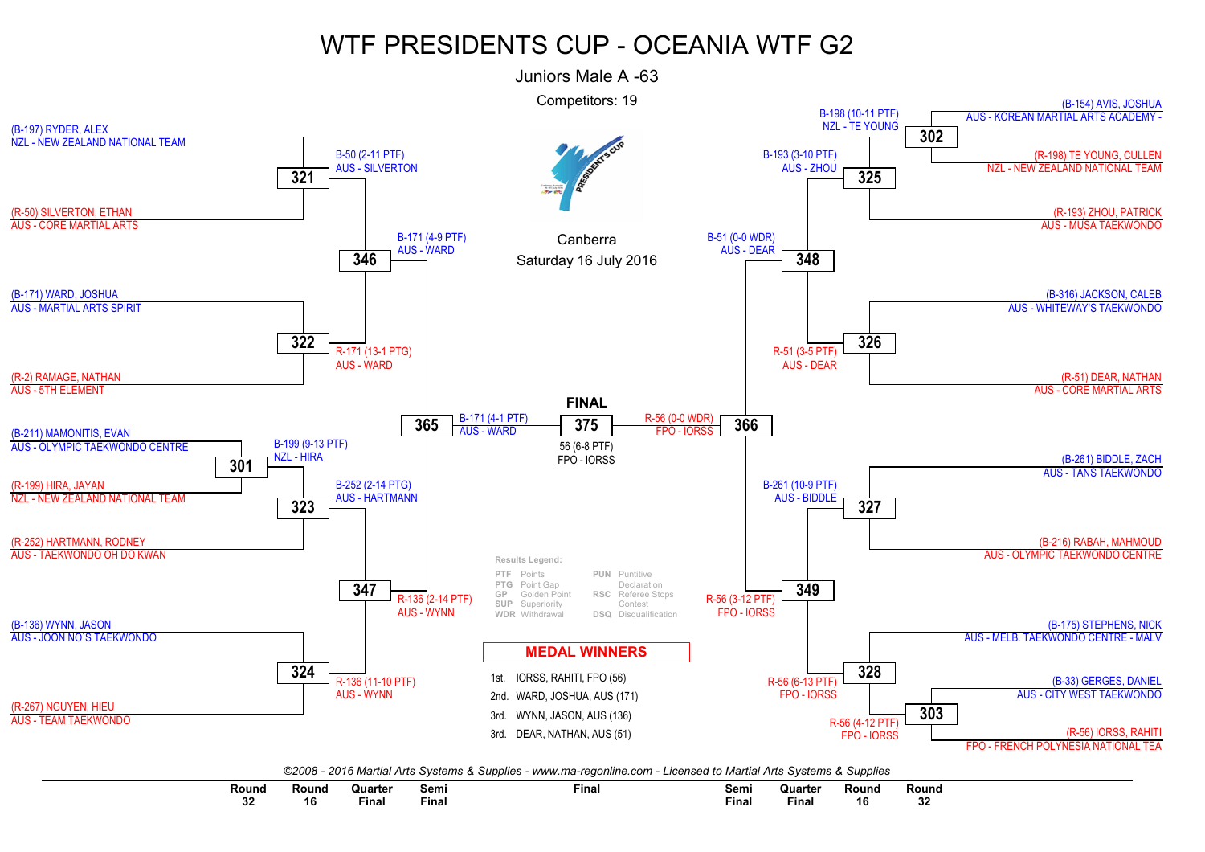# WTF PRESIDENTS CUP - OCEANIA WTF G2

## Juniors Male A -63

Competitors: 19

Canberra
Saturday 16 July 2016

### Left Bracket

**Round 32**

- Match 301: (B-211) MAMONITIS, EVAN — AUS - OLYMPIC TAEKWONDO CENTRE vs (R-199) HIRA, JAYAN — NZL - NEW ZEALAND NATIONAL TEAM → B-199 (9-13 PTF) NZL - HIRA

**Round 16**

- Match 321: (B-197) RYDER, ALEX — NZL - NEW ZEALAND NATIONAL TEAM vs (R-50) SILVERTON, ETHAN — AUS - CORE MARTIAL ARTS → B-50 (2-11 PTF) AUS - SILVERTON
- Match 322: (B-171) WARD, JOSHUA — AUS - MARTIAL ARTS SPIRIT vs (R-2) RAMAGE, NATHAN — AUS - 5TH ELEMENT → R-171 (13-1 PTG) AUS - WARD
- Match 323: Winner of 301 vs (R-252) HARTMANN, RODNEY — AUS - TAEKWONDO OH DO KWAN → B-252 (2-14 PTG) AUS - HARTMANN
- Match 324: (B-136) WYNN, JASON — AUS - JOON NO`S TAEKWONDO vs (R-267) NGUYEN, HIEU — AUS - TEAM TAEKWONDO → R-136 (11-10 PTF) AUS - WYNN

**Quarter Final**

- Match 346: → B-171 (4-9 PTF) AUS - WARD
- Match 347: → R-136 (2-14 PTF) AUS - WYNN

**Semi Final**

- Match 365: → B-171 (4-1 PTF) AUS - WARD

### Right Bracket

**Round 32**

- Match 302: (B-154) AVIS, JOSHUA — AUS - KOREAN MARTIAL ARTS ACADEMY - vs (R-198) TE YOUNG, CULLEN — NZL - NEW ZEALAND NATIONAL TEAM → B-198 (10-11 PTF) NZL - TE YOUNG
- Match 303: (B-33) GERGES, DANIEL — AUS - CITY WEST TAEKWONDO vs (R-56) IORSS, RAHITI — FPO - FRENCH POLYNESIA NATIONAL TEA → R-56 (4-12 PTF) FPO - IORSS

**Round 16**

- Match 325: Winner of 302 vs (R-193) ZHOU, PATRICK — AUS - MUSA TAEKWONDO → B-193 (3-10 PTF) AUS - ZHOU
- Match 326: (B-316) JACKSON, CALEB — AUS - WHITEWAY'S TAEKWONDO vs (R-51) DEAR, NATHAN — AUS - CORE MARTIAL ARTS → R-51 (3-5 PTF) AUS - DEAR
- Match 327: (B-261) BIDDLE, ZACH — AUS - TANS TAEKWONDO vs (R-216) RABAH, MAHMOUD — AUS - OLYMPIC TAEKWONDO CENTRE → B-261 (10-9 PTF) AUS - BIDDLE
- Match 328: (B-175) STEPHENS, NICK — AUS - MELB. TAEKWONDO CENTRE - MALV vs Winner of 303 → R-56 (6-13 PTF) FPO - IORSS

**Quarter Final**

- Match 348: → B-51 (0-0 WDR) AUS - DEAR
- Match 349: → R-56 (3-12 PTF) FPO - IORSS

**Semi Final**

- Match 366: → R-56 (0-0 WDR) FPO - IORSS

### FINAL

- Match 375: 56 (6-8 PTF) FPO - IORSS

**Results Legend:**

| | | | |
|---|---|---|---|
| PTF | Points | PUN | Puntitive Declaration |
| PTG | Point Gap | RSC | Referee Stops Contest |
| GP | Golden Point | DSQ | Disqualification |
| SUP | Superiority | | |
| WDR | Withdrawal | | |

### MEDAL WINNERS

1st. IORSS, RAHITI, FPO (56)
2nd. WARD, JOSHUA, AUS (171)
3rd. WYNN, JASON, AUS (136)
3rd. DEAR, NATHAN, AUS (51)

*©2008 - 2016 Martial Arts Systems & Supplies - www.ma-regonline.com - Licensed to Martial Arts Systems & Supplies*

Round 32 | Round 16 | Quarter Final | Semi Final | Final | Semi Final | Quarter Final | Round 16 | Round 32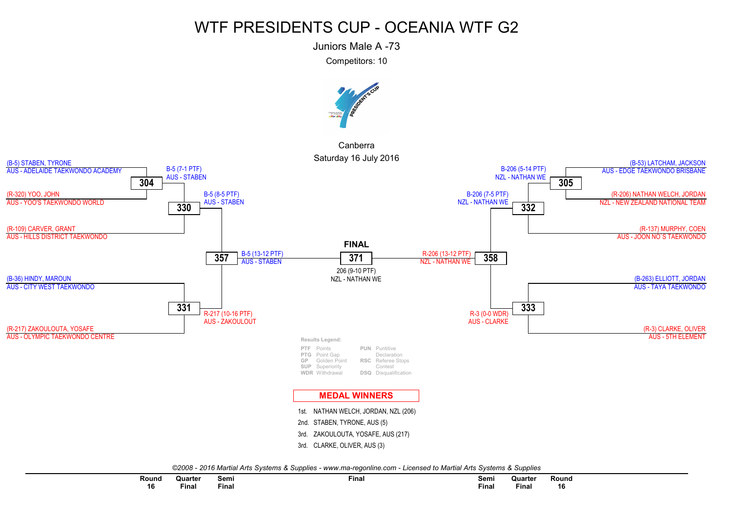# WTF PRESIDENTS CUP - OCEANIA WTF G2

Juniors Male A -73

Competitors: 10

Canberra

Saturday 16 July 2016

(B-5) STABEN, TYRONE
AUS - ADELAIDE TAEKWONDO ACADEMY

304

B-5 (7-1 PTF)
AUS - STABEN

(R-320) YOO, JOHN
AUS - YOO'S TAEKWONDO WORLD

330

B-5 (8-5 PTF)
AUS - STABEN

(R-109) CARVER, GRANT
AUS - HILLS DISTRICT TAEKWONDO

357

B-5 (13-12 PTF)
AUS - STABEN

(B-36) HINDY, MAROUN
AUS - CITY WEST TAEKWONDO

331

R-217 (10-16 PTF)
AUS - ZAKOULOUT

(R-217) ZAKOULOUTA, YOSAFE
AUS - OLYMPIC TAEKWONDO CENTRE

**FINAL**

371

206 (9-10 PTF)
NZL - NATHAN WE

(B-53) LATCHAM, JACKSON
AUS - EDGE TAEKWONDO BRISBANE

305

B-206 (5-14 PTF)
NZL - NATHAN WE

(R-206) NATHAN WELCH, JORDAN
NZL - NEW ZEALAND NATIONAL TEAM

332

B-206 (7-5 PTF)
NZL - NATHAN WE

(R-137) MURPHY, COEN
AUS - JOON NO`S TAEKWONDO

358

R-206 (13-12 PTF)
NZL - NATHAN WE

(B-263) ELLIOTT, JORDAN
AUS - TAYA TAEKWONDO

333

R-3 (0-0 WDR)
AUS - CLARKE

(R-3) CLARKE, OLIVER
AUS - 5TH ELEMENT

Results Legend:

| | | | |
|---|---|---|---|
| PTF | Points | PUN | Puntitive Declaration |
| PTG | Point Gap | RSC | Referee Stops Contest |
| GP | Golden Point | DSQ | Disqualification |
| SUP | Superiority | | |
| WDR | Withdrawal | | |

**MEDAL WINNERS**

1st. NATHAN WELCH, JORDAN, NZL (206)
2nd. STABEN, TYRONE, AUS (5)
3rd. ZAKOULOUTA, YOSAFE, AUS (217)
3rd. CLARKE, OLIVER, AUS (3)

*©2008 - 2016 Martial Arts Systems & Supplies - www.ma-regonline.com - Licensed to Martial Arts Systems & Supplies*

| Round 16 | Quarter Final | Semi Final | Final | Semi Final | Quarter Final | Round 16 |
|---|---|---|---|---|---|---|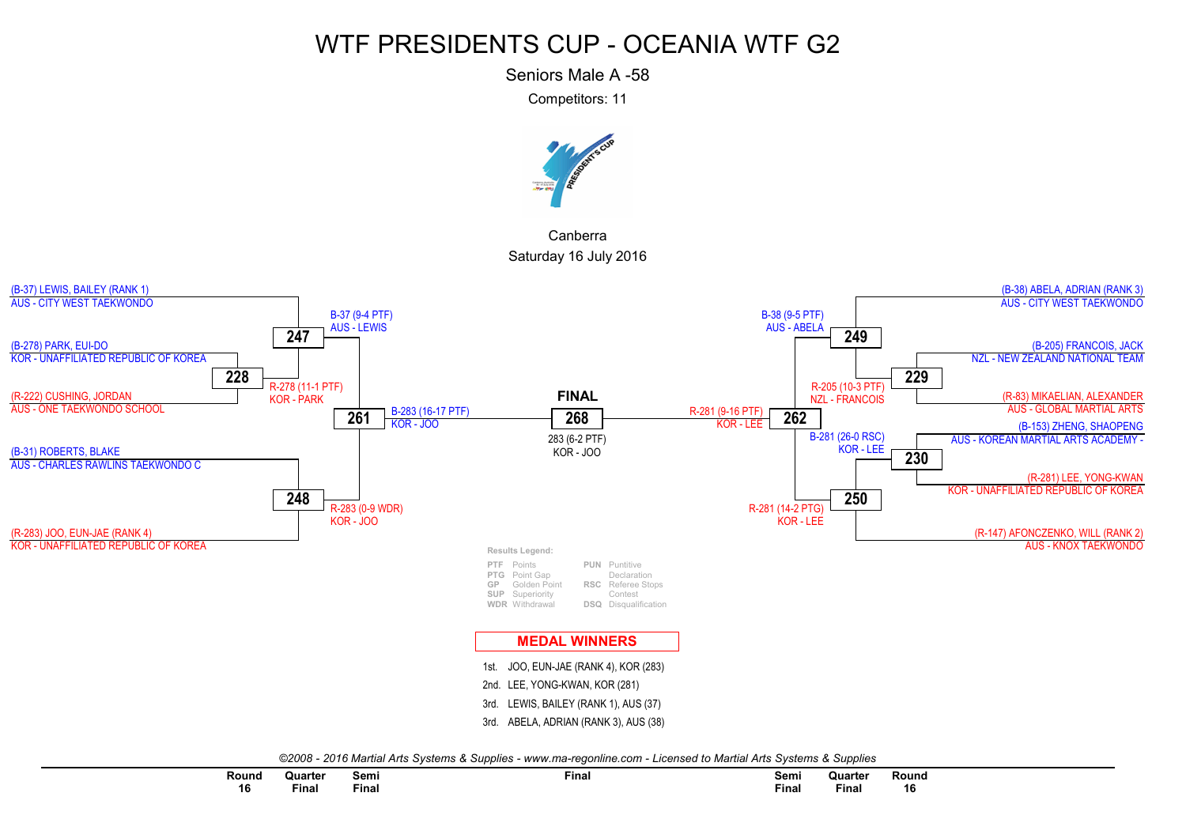# WTF PRESIDENTS CUP - OCEANIA WTF G2

Seniors Male A -58

Competitors: 11

Canberra

Saturday 16 July 2016

(B-37) LEWIS, BAILEY (RANK 1)
AUS - CITY WEST TAEKWONDO

**247**

B-37 (9-4 PTF)
AUS - LEWIS

(B-278) PARK, EUI-DO
KOR - UNAFFILIATED REPUBLIC OF KOREA

**228**

R-278 (11-1 PTF)
KOR - PARK

(R-222) CUSHING, JORDAN
AUS - ONE TAEKWONDO SCHOOL

**261**

B-283 (16-17 PTF)
KOR - JOO

(B-31) ROBERTS, BLAKE
AUS - CHARLES RAWLINS TAEKWONDO C

**248**

R-283 (0-9 WDR)
KOR - JOO

(R-283) JOO, EUN-JAE (RANK 4)
KOR - UNAFFILIATED REPUBLIC OF KOREA

**FINAL**

**268**

283 (6-2 PTF)
KOR - JOO

(B-38) ABELA, ADRIAN (RANK 3)
AUS - CITY WEST TAEKWONDO

**249**

B-38 (9-5 PTF)
AUS - ABELA

(B-205) FRANCOIS, JACK
NZL - NEW ZEALAND NATIONAL TEAM

**229**

R-205 (10-3 PTF)
NZL - FRANCOIS

(R-83) MIKAELIAN, ALEXANDER
AUS - GLOBAL MARTIAL ARTS

**262**

R-281 (9-16 PTF)
KOR - LEE

(B-153) ZHENG, SHAOPENG
AUS - KOREAN MARTIAL ARTS ACADEMY -

**230**

B-281 (26-0 RSC)
KOR - LEE

(R-281) LEE, YONG-KWAN
KOR - UNAFFILIATED REPUBLIC OF KOREA

**250**

R-281 (14-2 PTG)
KOR - LEE

(R-147) AFONCZENKO, WILL (RANK 2)
AUS - KNOX TAEKWONDO

**Results Legend:**

| | | | |
|---|---|---|---|
| PTF | Points | PUN | Puntitive Declaration |
| PTG | Point Gap | RSC | Referee Stops Contest |
| GP | Golden Point | DSQ | Disqualification |
| SUP | Superiority | | |
| WDR | Withdrawal | | |

## MEDAL WINNERS

1st. JOO, EUN-JAE (RANK 4), KOR (283)

2nd. LEE, YONG-KWAN, KOR (281)

3rd. LEWIS, BAILEY (RANK 1), AUS (37)

3rd. ABELA, ADRIAN (RANK 3), AUS (38)

*©2008 - 2016 Martial Arts Systems & Supplies - www.ma-regonline.com - Licensed to Martial Arts Systems & Supplies*

Round 16 | Quarter Final | Semi Final | Final | Semi Final | Quarter Final | Round 16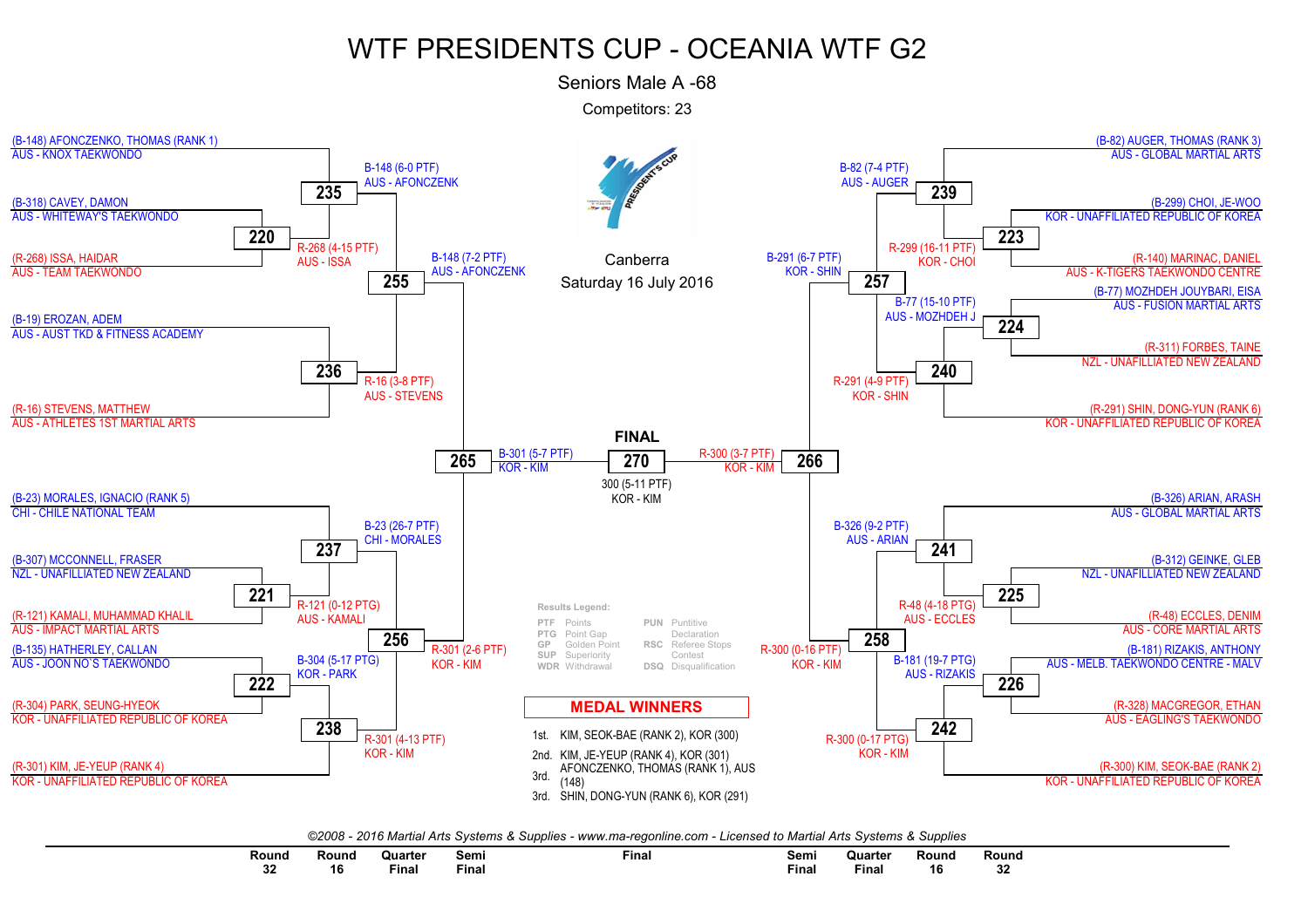# WTF PRESIDENTS CUP - OCEANIA WTF G2

## Seniors Male A -68

Competitors: 23

Canberra
Saturday 16 July 2016

### Left side of bracket

- (B-148) AFONCZENKO, THOMAS (RANK 1) — AUS - KNOX TAEKWONDO
- (B-318) CAVEY, DAMON — AUS - WHITEWAY'S TAEKWONDO
- (R-268) ISSA, HAIDAR — AUS - TEAM TAEKWONDO
- (B-19) EROZAN, ADEM — AUS - AUST TKD & FITNESS ACADEMY
- (R-16) STEVENS, MATTHEW — AUS - ATHLETES 1ST MARTIAL ARTS
- (B-23) MORALES, IGNACIO (RANK 5) — CHI - CHILE NATIONAL TEAM
- (B-307) MCCONNELL, FRASER — NZL - UNAFILLIATED NEW ZEALAND
- (R-121) KAMALI, MUHAMMAD KHALIL — AUS - IMPACT MARTIAL ARTS
- (B-135) HATHERLEY, CALLAN — AUS - JOON NO`S TAEKWONDO
- (R-304) PARK, SEUNG-HYEOK — KOR - UNAFFILIATED REPUBLIC OF KOREA
- (R-301) KIM, JE-YEUP (RANK 4) — KOR - UNAFFILIATED REPUBLIC OF KOREA

| Match | Result |
|---|---|
| 220 | R-268 (4-15 PTF) AUS - ISSA |
| 235 | B-148 (6-0 PTF) AUS - AFONCZENK |
| 236 | R-16 (3-8 PTF) AUS - STEVENS |
| 255 | B-148 (7-2 PTF) AUS - AFONCZENK |
| 221 | R-121 (0-12 PTG) AUS - KAMALI |
| 222 | B-304 (5-17 PTG) KOR - PARK |
| 237 | B-23 (26-7 PTF) CHI - MORALES |
| 238 | R-301 (4-13 PTF) KOR - KIM |
| 256 | R-301 (2-6 PTF) KOR - KIM |
| 265 | B-301 (5-7 PTF) KOR - KIM |

### Right side of bracket

- (B-82) AUGER, THOMAS (RANK 3) — AUS - GLOBAL MARTIAL ARTS
- (B-299) CHOI, JE-WOO — KOR - UNAFFILIATED REPUBLIC OF KOREA
- (R-140) MARINAC, DANIEL — AUS - K-TIGERS TAEKWONDO CENTRE
- (B-77) MOZHDEH JOUYBARI, EISA — AUS - FUSION MARTIAL ARTS
- (R-311) FORBES, TAINE — NZL - UNAFILLIATED NEW ZEALAND
- (R-291) SHIN, DONG-YUN (RANK 6) — KOR - UNAFFILIATED REPUBLIC OF KOREA
- (B-326) ARIAN, ARASH — AUS - GLOBAL MARTIAL ARTS
- (B-312) GEINKE, GLEB — NZL - UNAFILLIATED NEW ZEALAND
- (R-48) ECCLES, DENIM — AUS - CORE MARTIAL ARTS
- (B-181) RIZAKIS, ANTHONY — AUS - MELB. TAEKWONDO CENTRE - MALV
- (R-328) MACGREGOR, ETHAN — AUS - EAGLING'S TAEKWONDO
- (R-300) KIM, SEOK-BAE (RANK 2) — KOR - UNAFFILIATED REPUBLIC OF KOREA

| Match | Result |
|---|---|
| 223 | R-299 (16-11 PTF) KOR - CHOI |
| 224 | B-77 (15-10 PTF) AUS - MOZHDEH J |
| 239 | B-82 (7-4 PTF) AUS - AUGER |
| 240 | R-291 (4-9 PTF) KOR - SHIN |
| 257 | B-291 (6-7 PTF) KOR - SHIN |
| 225 | R-48 (4-18 PTG) AUS - ECCLES |
| 226 | B-181 (19-7 PTG) AUS - RIZAKIS |
| 241 | B-326 (9-2 PTF) AUS - ARIAN |
| 242 | R-300 (0-17 PTG) KOR - KIM |
| 258 | R-300 (0-16 PTF) KOR - KIM |
| 266 | R-300 (3-7 PTF) KOR - KIM |

### FINAL

270: 300 (5-11 PTF) KOR - KIM

**Results Legend:**

| | | | |
|---|---|---|---|
| PTF | Points | PUN | Puntitive Declaration |
| PTG | Point Gap | RSC | Referee Stops Contest |
| GP | Golden Point | DSQ | Disqualification |
| SUP | Superiority | | |
| WDR | Withdrawal | | |

### MEDAL WINNERS

- 1st. KIM, SEOK-BAE (RANK 2), KOR (300)
- 2nd. KIM, JE-YEUP (RANK 4), KOR (301)
- 3rd. AFONCZENKO, THOMAS (RANK 1), AUS (148)
- 3rd. SHIN, DONG-YUN (RANK 6), KOR (291)

*©2008 - 2016 Martial Arts Systems & Supplies - www.ma-regonline.com - Licensed to Martial Arts Systems & Supplies*

Round 32 | Round 16 | Quarter Final | Semi Final | Final | Semi Final | Quarter Final | Round 16 | Round 32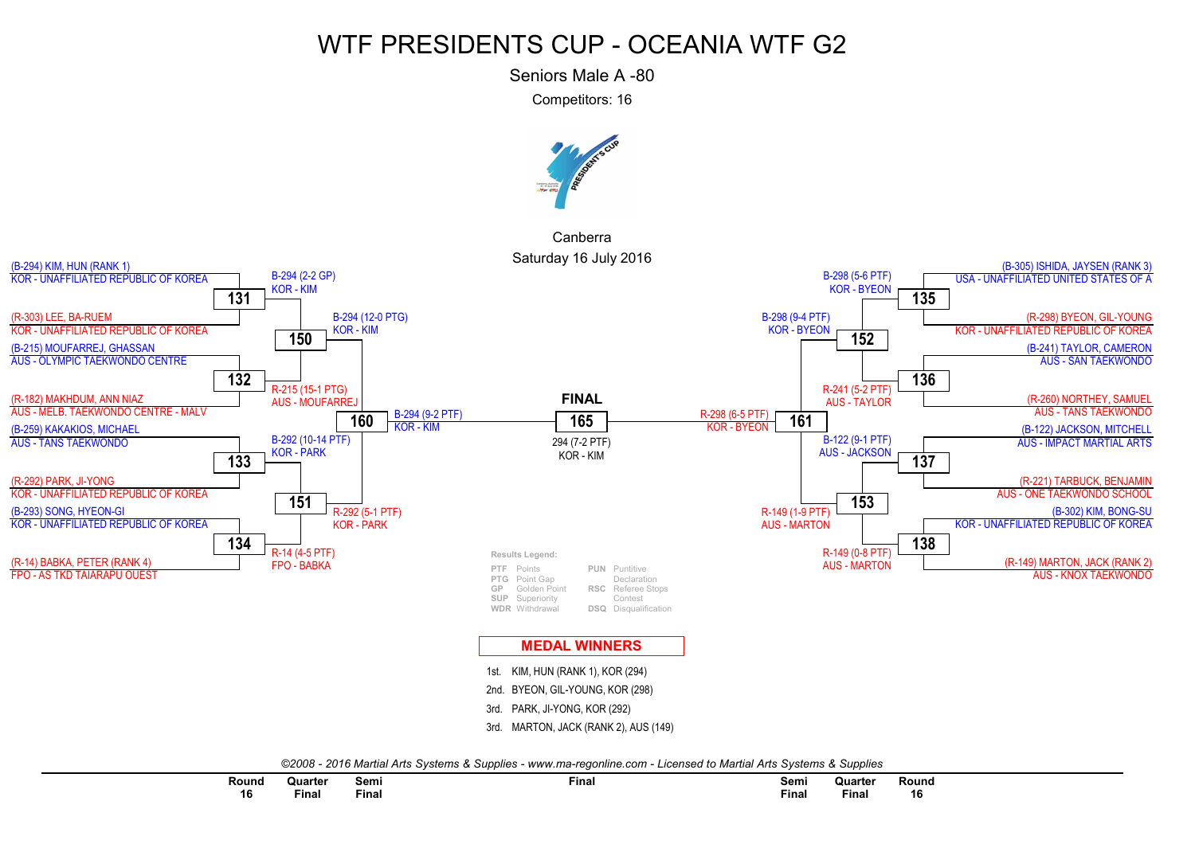# WTF PRESIDENTS CUP - OCEANIA WTF G2

Seniors Male A -80

Competitors: 16

Canberra

Saturday 16 July 2016

## Round 16

**Match 131**
- (B-294) KIM, HUN (RANK 1) — KOR - UNAFFILIATED REPUBLIC OF KOREA
- (R-303) LEE, BA-RUEM — KOR - UNAFFILIATED REPUBLIC OF KOREA
- Result: B-294 (2-2 GP) KOR - KIM

**Match 132**
- (B-215) MOUFARREJ, GHASSAN — AUS - OLYMPIC TAEKWONDO CENTRE
- (R-182) MAKHDUM, ANN NIAZ — AUS - MELB. TAEKWONDO CENTRE - MALV
- Result: R-215 (15-1 PTG) AUS - MOUFARREJ

**Match 133**
- (B-259) KAKAKIOS, MICHAEL — AUS - TANS TAEKWONDO
- (R-292) PARK, JI-YONG — KOR - UNAFFILIATED REPUBLIC OF KOREA
- Result: B-292 (10-14 PTF) KOR - PARK

**Match 134**
- (B-293) SONG, HYEON-GI — KOR - UNAFFILIATED REPUBLIC OF KOREA
- (R-14) BABKA, PETER (RANK 4) — FPO - AS TKD TAIARAPU OUEST
- Result: R-14 (4-5 PTF) FPO - BABKA

**Match 135**
- (B-305) ISHIDA, JAYSEN (RANK 3) — USA - UNAFFILIATED UNITED STATES OF A
- (R-298) BYEON, GIL-YOUNG — KOR - UNAFFILIATED REPUBLIC OF KOREA
- Result: B-298 (5-6 PTF) KOR - BYEON

**Match 136**
- (B-241) TAYLOR, CAMERON — AUS - SAN TAEKWONDO
- (R-260) NORTHEY, SAMUEL — AUS - TANS TAEKWONDO
- Result: R-241 (5-2 PTF) AUS - TAYLOR

**Match 137**
- (B-122) JACKSON, MITCHELL — AUS - IMPACT MARTIAL ARTS
- (R-221) TARBUCK, BENJAMIN — AUS - ONE TAEKWONDO SCHOOL
- Result: B-122 (9-1 PTF) AUS - JACKSON

**Match 138**
- (B-302) KIM, BONG-SU — KOR - UNAFFILIATED REPUBLIC OF KOREA
- (R-149) MARTON, JACK (RANK 2) — AUS - KNOX TAEKWONDO
- Result: R-149 (0-8 PTF) AUS - MARTON

## Quarter Final

- **150**: B-294 (12-0 PTG) KOR - KIM
- **151**: R-292 (5-1 PTF) KOR - PARK
- **152**: B-298 (9-4 PTF) KOR - BYEON
- **153**: R-149 (1-9 PTF) AUS - MARTON

## Semi Final

- **160**: B-294 (9-2 PTF) KOR - KIM
- **161**: R-298 (6-5 PTF) KOR - BYEON

## FINAL

- **165**: 294 (7-2 PTF) KOR - KIM

**Results Legend:**

| | | | |
|---|---|---|---|
| PTF | Points | PUN | Puntitive Declaration |
| PTG | Point Gap | RSC | Referee Stops Contest |
| GP | Golden Point | DSQ | Disqualification |
| SUP | Superiority | | |
| WDR | Withdrawal | | |

## MEDAL WINNERS

1st. KIM, HUN (RANK 1), KOR (294)
2nd. BYEON, GIL-YOUNG, KOR (298)
3rd. PARK, JI-YONG, KOR (292)
3rd. MARTON, JACK (RANK 2), AUS (149)

*©2008 - 2016 Martial Arts Systems & Supplies - www.ma-regonline.com - Licensed to Martial Arts Systems & Supplies*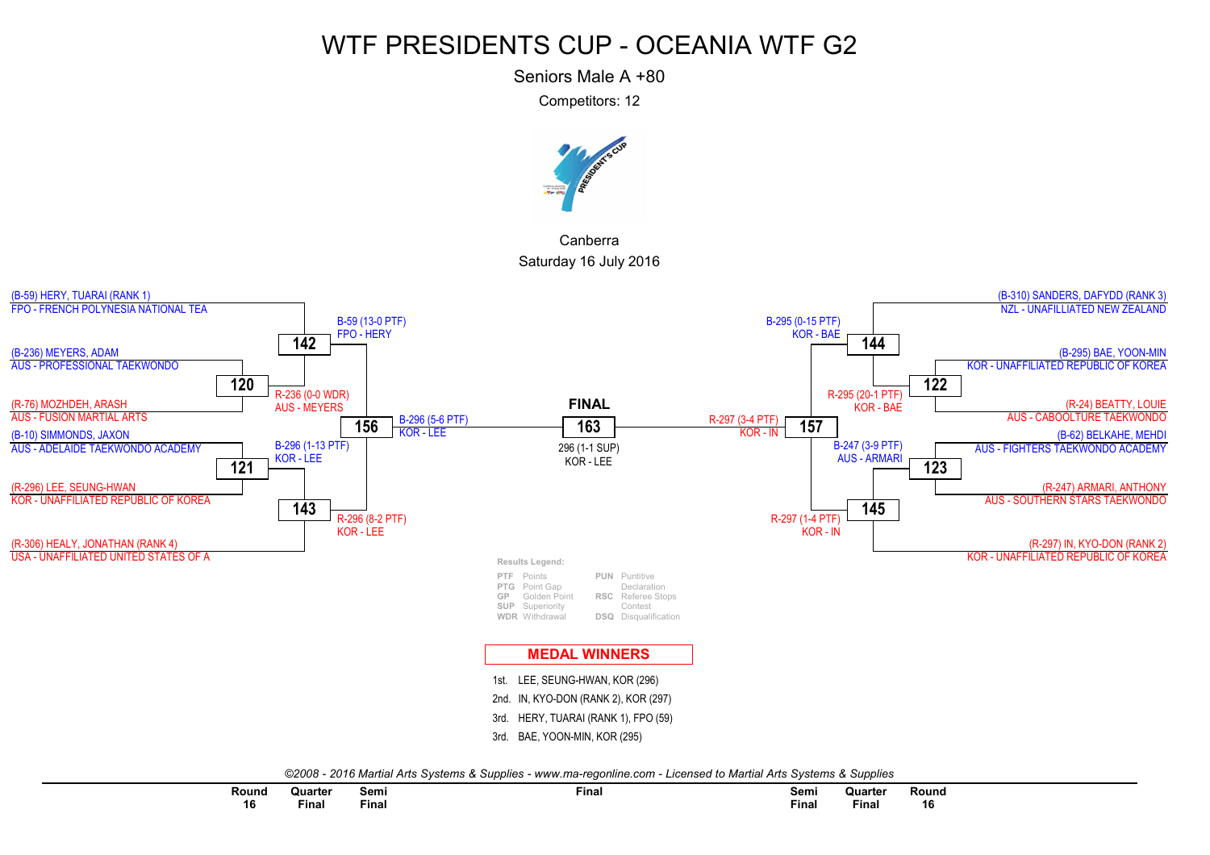# WTF PRESIDENTS CUP - OCEANIA WTF G2

Seniors Male A +80

Competitors: 12

Canberra

Saturday 16 July 2016

(B-59) HERY, TUARAI (RANK 1)
FPO - FRENCH POLYNESIA NATIONAL TEA

(B-236) MEYERS, ADAM
AUS - PROFESSIONAL TAEKWONDO

(R-76) MOZHDEH, ARASH
AUS - FUSION MARTIAL ARTS

(B-10) SIMMONDS, JAXON
AUS - ADELAIDE TAEKWONDO ACADEMY

(R-296) LEE, SEUNG-HWAN
KOR - UNAFFILIATED REPUBLIC OF KOREA

(R-306) HEALY, JONATHAN (RANK 4)
USA - UNAFFILIATED UNITED STATES OF A

120
R-236 (0-0 WDR)
AUS - MEYERS

121
B-296 (1-13 PTF)
KOR - LEE

142
B-59 (13-0 PTF)
FPO - HERY

143
R-296 (8-2 PTF)
KOR - LEE

156
B-296 (5-6 PTF)
KOR - LEE

FINAL

163
296 (1-1 SUP)
KOR - LEE

157
R-297 (3-4 PTF)
KOR - IN

144
B-295 (0-15 PTF)
KOR - BAE

145
R-297 (1-4 PTF)
KOR - IN

122
R-295 (20-1 PTF)
KOR - BAE

123
B-247 (3-9 PTF)
AUS - ARMARI

(B-310) SANDERS, DAFYDD (RANK 3)
NZL - UNAFILLIATED NEW ZEALAND

(B-295) BAE, YOON-MIN
KOR - UNAFFILIATED REPUBLIC OF KOREA

(R-24) BEATTY, LOUIE
AUS - CABOOLTURE TAEKWONDO

(B-62) BELKAHE, MEHDI
AUS - FIGHTERS TAEKWONDO ACADEMY

(R-247) ARMARI, ANTHONY
AUS - SOUTHERN STARS TAEKWONDO

(R-297) IN, KYO-DON (RANK 2)
KOR - UNAFFILIATED REPUBLIC OF KOREA

**Results Legend:**

| | | | |
|---|---|---|---|
| PTF | Points | PUN | Puntitive Declaration |
| PTG | Point Gap | | |
| GP | Golden Point | RSC | Referee Stops Contest |
| SUP | Superiority | | |
| WDR | Withdrawal | DSQ | Disqualification |

## MEDAL WINNERS

1st. LEE, SEUNG-HWAN, KOR (296)
2nd. IN, KYO-DON (RANK 2), KOR (297)
3rd. HERY, TUARAI (RANK 1), FPO (59)
3rd. BAE, YOON-MIN, KOR (295)

*©2008 - 2016 Martial Arts Systems & Supplies - www.ma-regonline.com - Licensed to Martial Arts Systems & Supplies*

Round 16 | Quarter Final | Semi Final | Final | Semi Final | Quarter Final | Round 16